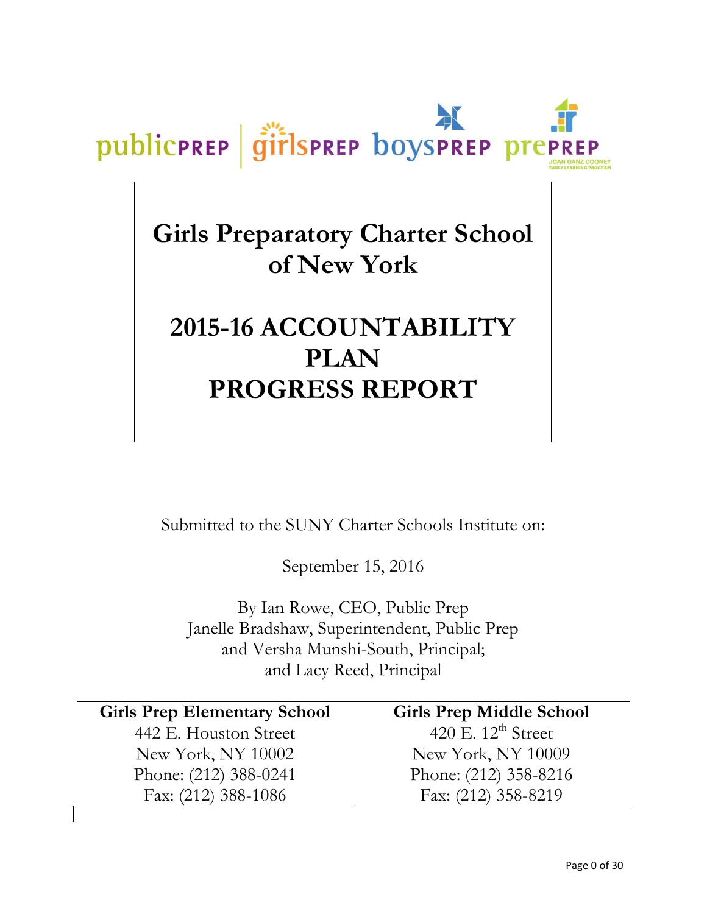publicPREP | girlsPREP boysPREP prePREP JOAN GANZ COONEY EARLY LEARNING PROGRAM

# Girls Preparatory Charter School of New York

# 2015-16 ACCOUNTABILITY PLAN PROGRESS REPORT

Submitted to the SUNY Charter Schools Institute on:

September 15, 2016

By Ian Rowe, CEO, Public Prep
Janelle Bradshaw, Superintendent, Public Prep
and Versha Munshi-South, Principal;
and Lacy Reed, Principal

| Girls Prep Elementary School | Girls Prep Middle School |
|---|---|
| 442 E. Houston Street<br>New York, NY 10002<br>Phone: (212) 388-0241<br>Fax: (212) 388-1086 | 420 E. 12th Street<br>New York, NY 10009<br>Phone: (212) 358-8216<br>Fax: (212) 358-8219 |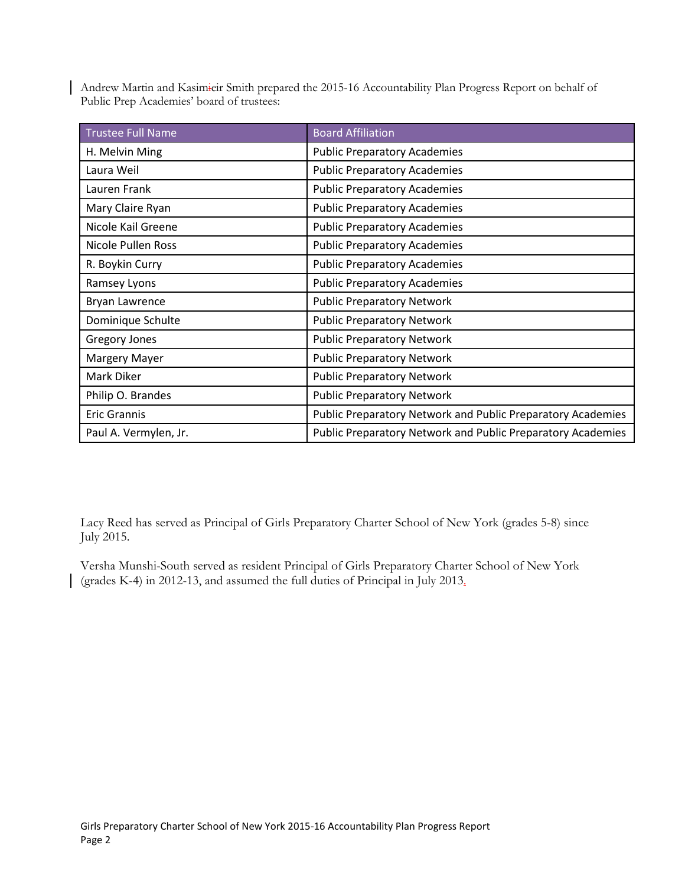Andrew Martin and Kasimieir Smith prepared the 2015-16 Accountability Plan Progress Report on behalf of Public Prep Academies' board of trustees:

| Trustee Full Name | Board Affiliation |
|---|---|
| H. Melvin Ming | Public Preparatory Academies |
| Laura Weil | Public Preparatory Academies |
| Lauren Frank | Public Preparatory Academies |
| Mary Claire Ryan | Public Preparatory Academies |
| Nicole Kail Greene | Public Preparatory Academies |
| Nicole Pullen Ross | Public Preparatory Academies |
| R. Boykin Curry | Public Preparatory Academies |
| Ramsey Lyons | Public Preparatory Academies |
| Bryan Lawrence | Public Preparatory Network |
| Dominique Schulte | Public Preparatory Network |
| Gregory Jones | Public Preparatory Network |
| Margery Mayer | Public Preparatory Network |
| Mark Diker | Public Preparatory Network |
| Philip O. Brandes | Public Preparatory Network |
| Eric Grannis | Public Preparatory Network and Public Preparatory Academies |
| Paul A. Vermylen, Jr. | Public Preparatory Network and Public Preparatory Academies |

Lacy Reed has served as Principal of Girls Preparatory Charter School of New York (grades 5-8) since July 2015.

Versha Munshi-South served as resident Principal of Girls Preparatory Charter School of New York (grades K-4) in 2012-13, and assumed the full duties of Principal in July 2013.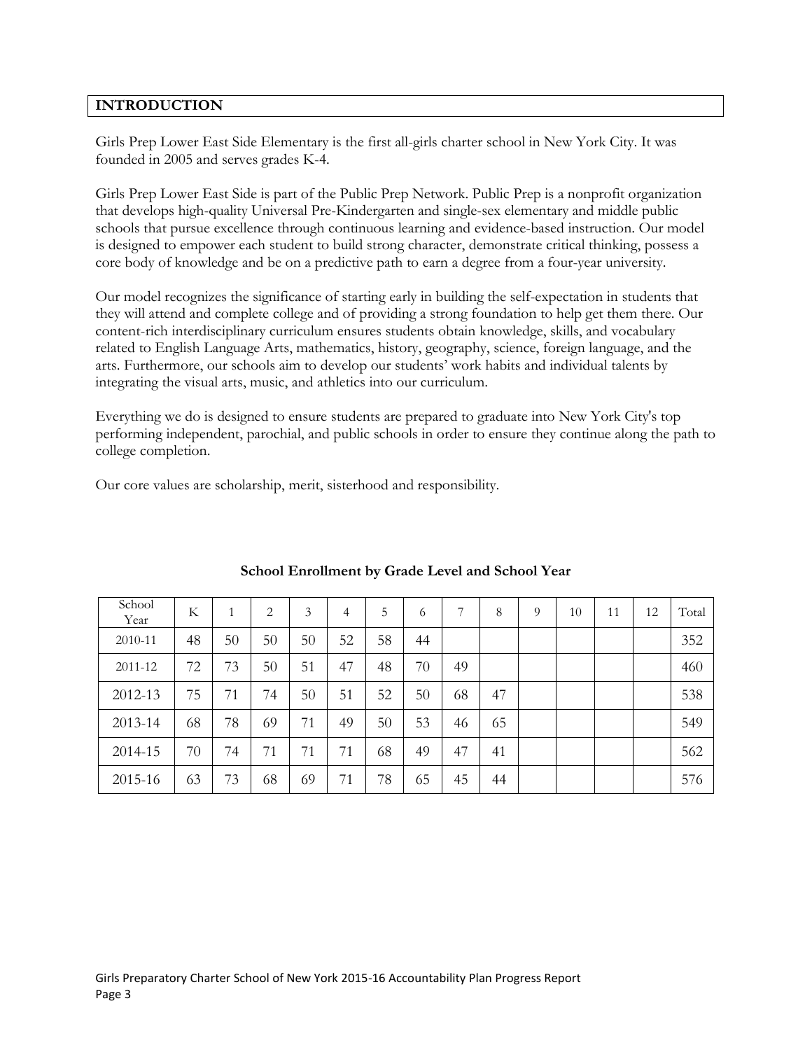## INTRODUCTION

Girls Prep Lower East Side Elementary is the first all-girls charter school in New York City. It was founded in 2005 and serves grades K-4.

Girls Prep Lower East Side is part of the Public Prep Network. Public Prep is a nonprofit organization that develops high-quality Universal Pre-Kindergarten and single-sex elementary and middle public schools that pursue excellence through continuous learning and evidence-based instruction. Our model is designed to empower each student to build strong character, demonstrate critical thinking, possess a core body of knowledge and be on a predictive path to earn a degree from a four-year university.

Our model recognizes the significance of starting early in building the self-expectation in students that they will attend and complete college and of providing a strong foundation to help get them there. Our content-rich interdisciplinary curriculum ensures students obtain knowledge, skills, and vocabulary related to English Language Arts, mathematics, history, geography, science, foreign language, and the arts. Furthermore, our schools aim to develop our students' work habits and individual talents by integrating the visual arts, music, and athletics into our curriculum.

Everything we do is designed to ensure students are prepared to graduate into New York City's top performing independent, parochial, and public schools in order to ensure they continue along the path to college completion.

Our core values are scholarship, merit, sisterhood and responsibility.

**School Enrollment by Grade Level and School Year**

| School Year | K | 1 | 2 | 3 | 4 | 5 | 6 | 7 | 8 | 9 | 10 | 11 | 12 | Total |
|---|---|---|---|---|---|---|---|---|---|---|---|---|---|---|
| 2010-11 | 48 | 50 | 50 | 50 | 52 | 58 | 44 | | | | | | | 352 |
| 2011-12 | 72 | 73 | 50 | 51 | 47 | 48 | 70 | 49 | | | | | | 460 |
| 2012-13 | 75 | 71 | 74 | 50 | 51 | 52 | 50 | 68 | 47 | | | | | 538 |
| 2013-14 | 68 | 78 | 69 | 71 | 49 | 50 | 53 | 46 | 65 | | | | | 549 |
| 2014-15 | 70 | 74 | 71 | 71 | 71 | 68 | 49 | 47 | 41 | | | | | 562 |
| 2015-16 | 63 | 73 | 68 | 69 | 71 | 78 | 65 | 45 | 44 | | | | | 576 |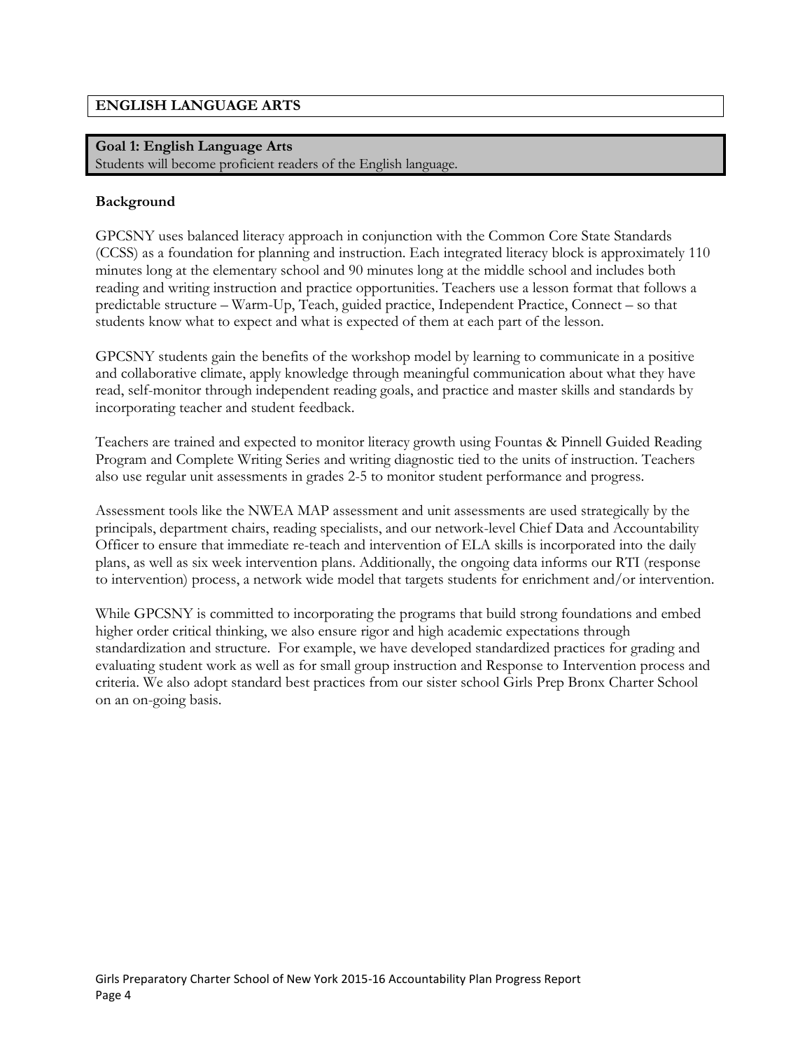## ENGLISH LANGUAGE ARTS

**Goal 1: English Language Arts**
Students will become proficient readers of the English language.

**Background**

GPCSNY uses balanced literacy approach in conjunction with the Common Core State Standards (CCSS) as a foundation for planning and instruction. Each integrated literacy block is approximately 110 minutes long at the elementary school and 90 minutes long at the middle school and includes both reading and writing instruction and practice opportunities. Teachers use a lesson format that follows a predictable structure – Warm-Up, Teach, guided practice, Independent Practice, Connect – so that students know what to expect and what is expected of them at each part of the lesson.

GPCSNY students gain the benefits of the workshop model by learning to communicate in a positive and collaborative climate, apply knowledge through meaningful communication about what they have read, self-monitor through independent reading goals, and practice and master skills and standards by incorporating teacher and student feedback.

Teachers are trained and expected to monitor literacy growth using Fountas & Pinnell Guided Reading Program and Complete Writing Series and writing diagnostic tied to the units of instruction. Teachers also use regular unit assessments in grades 2-5 to monitor student performance and progress.

Assessment tools like the NWEA MAP assessment and unit assessments are used strategically by the principals, department chairs, reading specialists, and our network-level Chief Data and Accountability Officer to ensure that immediate re-teach and intervention of ELA skills is incorporated into the daily plans, as well as six week intervention plans. Additionally, the ongoing data informs our RTI (response to intervention) process, a network wide model that targets students for enrichment and/or intervention.

While GPCSNY is committed to incorporating the programs that build strong foundations and embed higher order critical thinking, we also ensure rigor and high academic expectations through standardization and structure. For example, we have developed standardized practices for grading and evaluating student work as well as for small group instruction and Response to Intervention process and criteria. We also adopt standard best practices from our sister school Girls Prep Bronx Charter School on an on-going basis.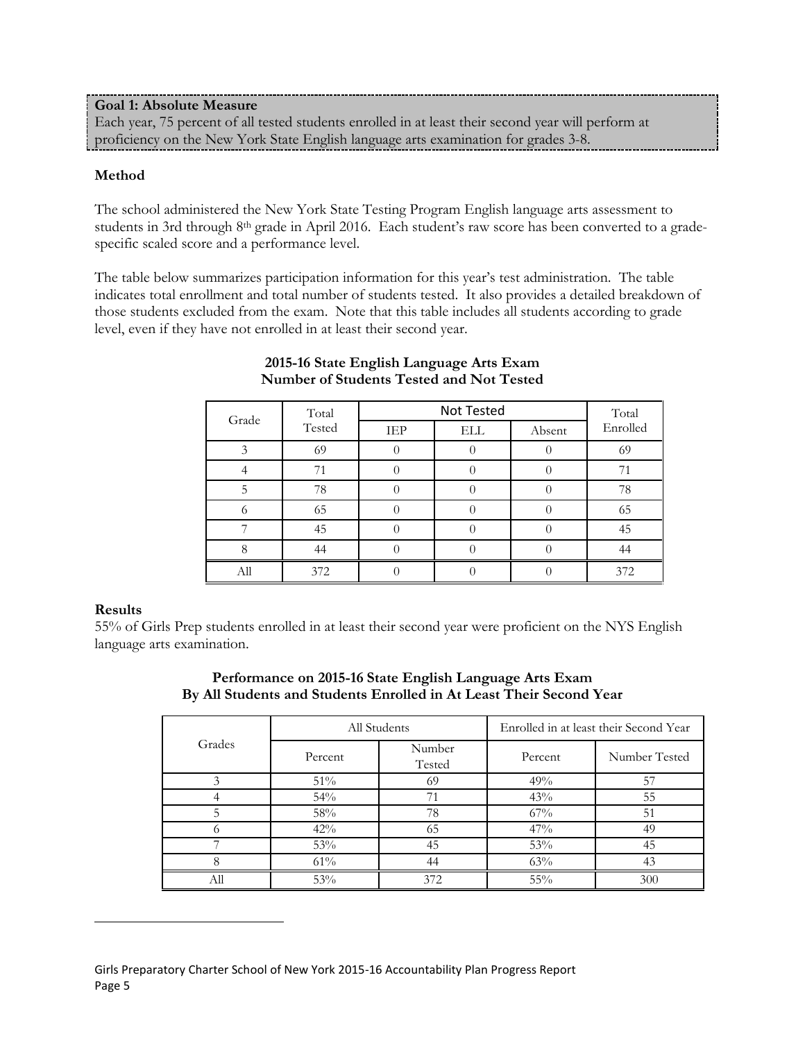**Goal 1: Absolute Measure**
Each year, 75 percent of all tested students enrolled in at least their second year will perform at proficiency on the New York State English language arts examination for grades 3-8.

**Method**

The school administered the New York State Testing Program English language arts assessment to students in 3rd through 8th grade in April 2016. Each student's raw score has been converted to a grade-specific scaled score and a performance level.

The table below summarizes participation information for this year's test administration. The table indicates total enrollment and total number of students tested. It also provides a detailed breakdown of those students excluded from the exam. Note that this table includes all students according to grade level, even if they have not enrolled in at least their second year.

**2015-16 State English Language Arts Exam**
**Number of Students Tested and Not Tested**

| Grade | Total Tested | Not Tested | | | Total Enrolled |
|---|---|---|---|---|---|
| | | IEP | ELL | Absent | |
| 3 | 69 | 0 | 0 | 0 | 69 |
| 4 | 71 | 0 | 0 | 0 | 71 |
| 5 | 78 | 0 | 0 | 0 | 78 |
| 6 | 65 | 0 | 0 | 0 | 65 |
| 7 | 45 | 0 | 0 | 0 | 45 |
| 8 | 44 | 0 | 0 | 0 | 44 |
| All | 372 | 0 | 0 | 0 | 372 |

**Results**
55% of Girls Prep students enrolled in at least their second year were proficient on the NYS English language arts examination.

**Performance on 2015-16 State English Language Arts Exam**
**By All Students and Students Enrolled in At Least Their Second Year**

| Grades | All Students | | Enrolled in at least their Second Year | |
|---|---|---|---|---|
| | Percent | Number Tested | Percent | Number Tested |
| 3 | 51% | 69 | 49% | 57 |
| 4 | 54% | 71 | 43% | 55 |
| 5 | 58% | 78 | 67% | 51 |
| 6 | 42% | 65 | 47% | 49 |
| 7 | 53% | 45 | 53% | 45 |
| 8 | 61% | 44 | 63% | 43 |
| All | 53% | 372 | 55% | 300 |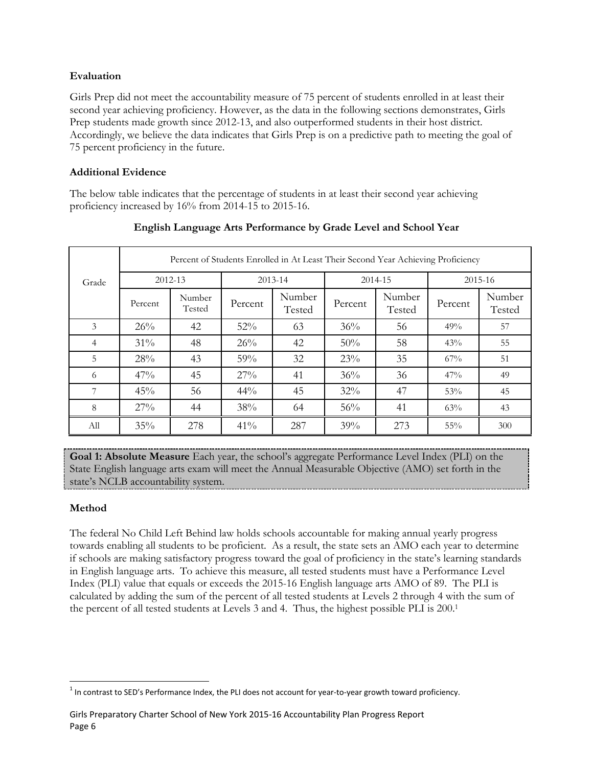### Evaluation

Girls Prep did not meet the accountability measure of 75 percent of students enrolled in at least their second year achieving proficiency. However, as the data in the following sections demonstrates, Girls Prep students made growth since 2012-13, and also outperformed students in their host district. Accordingly, we believe the data indicates that Girls Prep is on a predictive path to meeting the goal of 75 percent proficiency in the future.

### Additional Evidence

The below table indicates that the percentage of students in at least their second year achieving proficiency increased by 16% from 2014-15 to 2015-16.

**English Language Arts Performance by Grade Level and School Year**

| Grade | Percent of Students Enrolled in At Least Their Second Year Achieving Proficiency | | | | | | | |
|---|---|---|---|---|---|---|---|---|
| | 2012-13 | | 2013-14 | | 2014-15 | | 2015-16 | |
| | Percent | Number Tested | Percent | Number Tested | Percent | Number Tested | Percent | Number Tested |
| 3 | 26% | 42 | 52% | 63 | 36% | 56 | 49% | 57 |
| 4 | 31% | 48 | 26% | 42 | 50% | 58 | 43% | 55 |
| 5 | 28% | 43 | 59% | 32 | 23% | 35 | 67% | 51 |
| 6 | 47% | 45 | 27% | 41 | 36% | 36 | 47% | 49 |
| 7 | 45% | 56 | 44% | 45 | 32% | 47 | 53% | 45 |
| 8 | 27% | 44 | 38% | 64 | 56% | 41 | 63% | 43 |
| All | 35% | 278 | 41% | 287 | 39% | 273 | 55% | 300 |

**Goal 1: Absolute Measure** Each year, the school's aggregate Performance Level Index (PLI) on the State English language arts exam will meet the Annual Measurable Objective (AMO) set forth in the state's NCLB accountability system.

### Method

The federal No Child Left Behind law holds schools accountable for making annual yearly progress towards enabling all students to be proficient. As a result, the state sets an AMO each year to determine if schools are making satisfactory progress toward the goal of proficiency in the state's learning standards in English language arts. To achieve this measure, all tested students must have a Performance Level Index (PLI) value that equals or exceeds the 2015-16 English language arts AMO of 89. The PLI is calculated by adding the sum of the percent of all tested students at Levels 2 through 4 with the sum of the percent of all tested students at Levels 3 and 4. Thus, the highest possible PLI is 200.[1]

[1] In contrast to SED's Performance Index, the PLI does not account for year-to-year growth toward proficiency.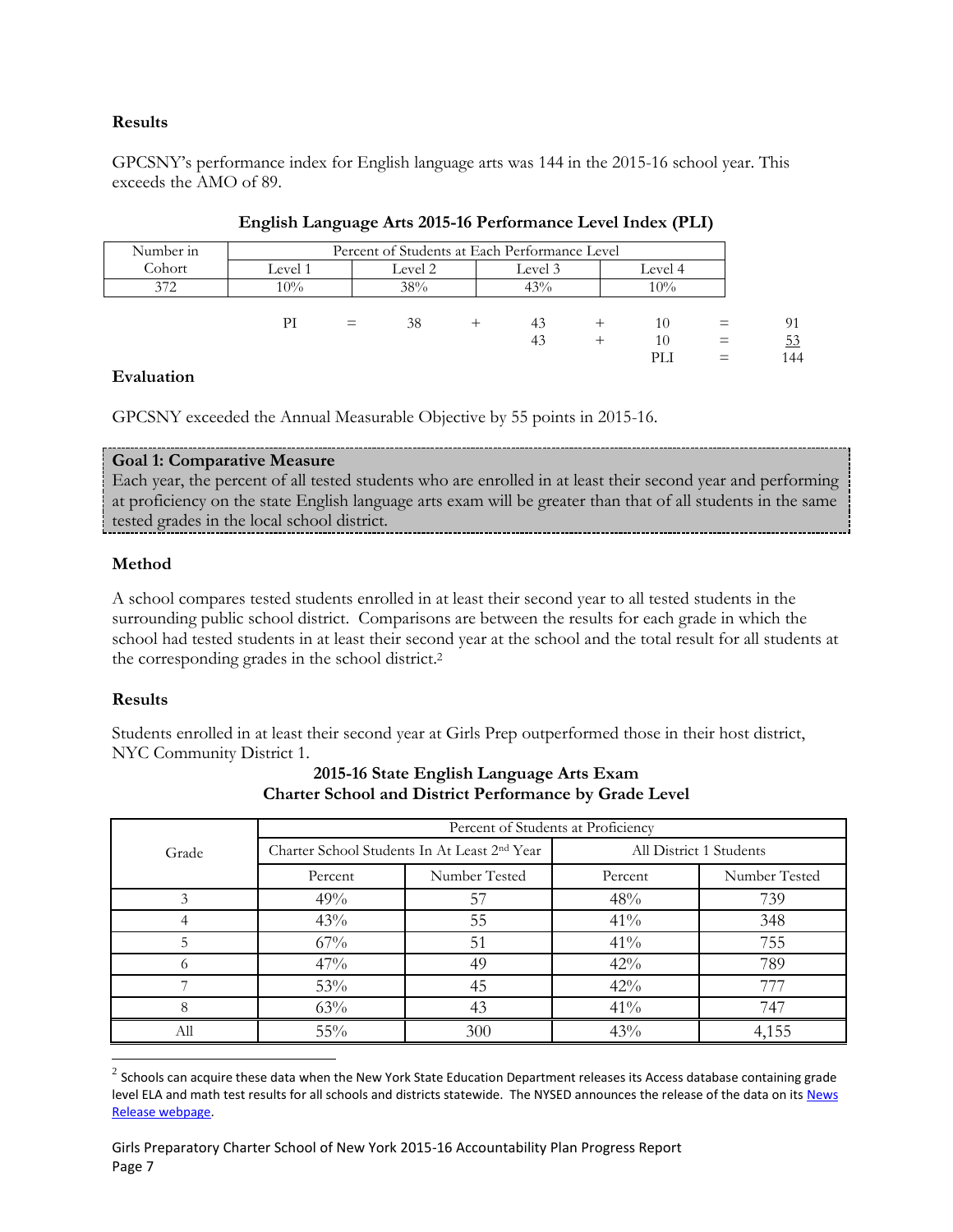### Results

GPCSNY's performance index for English language arts was 144 in the 2015-16 school year. This exceeds the AMO of 89.

**English Language Arts 2015-16 Performance Level Index (PLI)**

| Number in Cohort | Percent of Students at Each Performance Level | | | |
|---|---|---|---|---|
| | Level 1 | Level 2 | Level 3 | Level 4 |
| 372 | 10% | 38% | 43% | 10% |

| | | | | | | | | |
|---|---|---|---|---|---|---|---|---|
| PI | = | 38 | + | 43 | + | 10 | = | 91 |
| | | | | 43 | + | 10 | = | 53 |
| | | | | | | PLI | = | 144 |

### Evaluation

GPCSNY exceeded the Annual Measurable Objective by 55 points in 2015-16.

**Goal 1: Comparative Measure**
Each year, the percent of all tested students who are enrolled in at least their second year and performing at proficiency on the state English language arts exam will be greater than that of all students in the same tested grades in the local school district.

### Method

A school compares tested students enrolled in at least their second year to all tested students in the surrounding public school district. Comparisons are between the results for each grade in which the school had tested students in at least their second year at the school and the total result for all students at the corresponding grades in the school district.[2]

### Results

Students enrolled in at least their second year at Girls Prep outperformed those in their host district, NYC Community District 1.

**2015-16 State English Language Arts Exam**
**Charter School and District Performance by Grade Level**

| Grade | Percent of Students at Proficiency | | | |
|---|---|---|---|---|
| | Charter School Students In At Least 2nd Year | | All District 1 Students | |
| | Percent | Number Tested | Percent | Number Tested |
| 3 | 49% | 57 | 48% | 739 |
| 4 | 43% | 55 | 41% | 348 |
| 5 | 67% | 51 | 41% | 755 |
| 6 | 47% | 49 | 42% | 789 |
| 7 | 53% | 45 | 42% | 777 |
| 8 | 63% | 43 | 41% | 747 |
| All | 55% | 300 | 43% | 4,155 |

[2] Schools can acquire these data when the New York State Education Department releases its Access database containing grade level ELA and math test results for all schools and districts statewide. The NYSED announces the release of the data on its News Release webpage.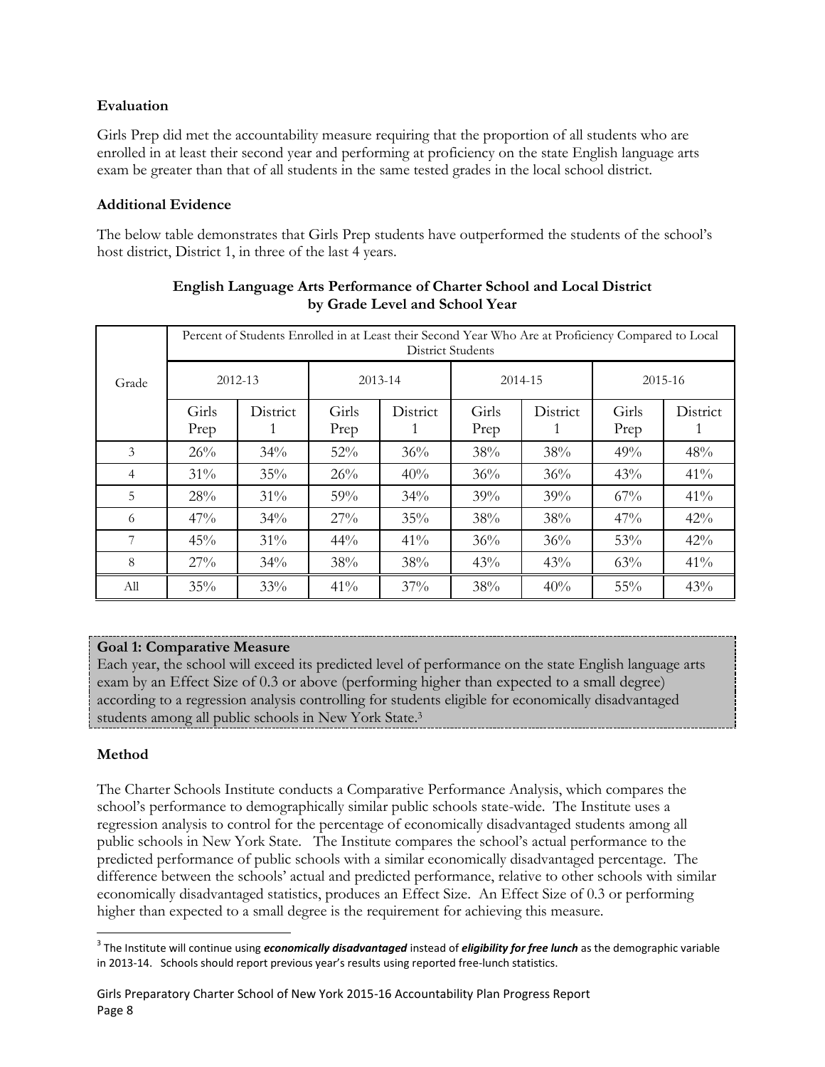**Evaluation**

Girls Prep did met the accountability measure requiring that the proportion of all students who are enrolled in at least their second year and performing at proficiency on the state English language arts exam be greater than that of all students in the same tested grades in the local school district.

**Additional Evidence**

The below table demonstrates that Girls Prep students have outperformed the students of the school's host district, District 1, in three of the last 4 years.

**English Language Arts Performance of Charter School and Local District by Grade Level and School Year**

| Grade | Percent of Students Enrolled in at Least their Second Year Who Are at Proficiency Compared to Local District Students | | | | | | | |
|---|---|---|---|---|---|---|---|---|
| | 2012-13 | | 2013-14 | | 2014-15 | | 2015-16 | |
| | Girls Prep | District 1 | Girls Prep | District 1 | Girls Prep | District 1 | Girls Prep | District 1 |
| 3 | 26% | 34% | 52% | 36% | 38% | 38% | 49% | 48% |
| 4 | 31% | 35% | 26% | 40% | 36% | 36% | 43% | 41% |
| 5 | 28% | 31% | 59% | 34% | 39% | 39% | 67% | 41% |
| 6 | 47% | 34% | 27% | 35% | 38% | 38% | 47% | 42% |
| 7 | 45% | 31% | 44% | 41% | 36% | 36% | 53% | 42% |
| 8 | 27% | 34% | 38% | 38% | 43% | 43% | 63% | 41% |
| All | 35% | 33% | 41% | 37% | 38% | 40% | 55% | 43% |

**Goal 1: Comparative Measure**

Each year, the school will exceed its predicted level of performance on the state English language arts exam by an Effect Size of 0.3 or above (performing higher than expected to a small degree) according to a regression analysis controlling for students eligible for economically disadvantaged students among all public schools in New York State.[3]

**Method**

The Charter Schools Institute conducts a Comparative Performance Analysis, which compares the school's performance to demographically similar public schools state-wide. The Institute uses a regression analysis to control for the percentage of economically disadvantaged students among all public schools in New York State. The Institute compares the school's actual performance to the predicted performance of public schools with a similar economically disadvantaged percentage. The difference between the schools' actual and predicted performance, relative to other schools with similar economically disadvantaged statistics, produces an Effect Size. An Effect Size of 0.3 or performing higher than expected to a small degree is the requirement for achieving this measure.

---

[3] The Institute will continue using ***economically disadvantaged*** instead of ***eligibility for free lunch*** as the demographic variable in 2013-14. Schools should report previous year's results using reported free-lunch statistics.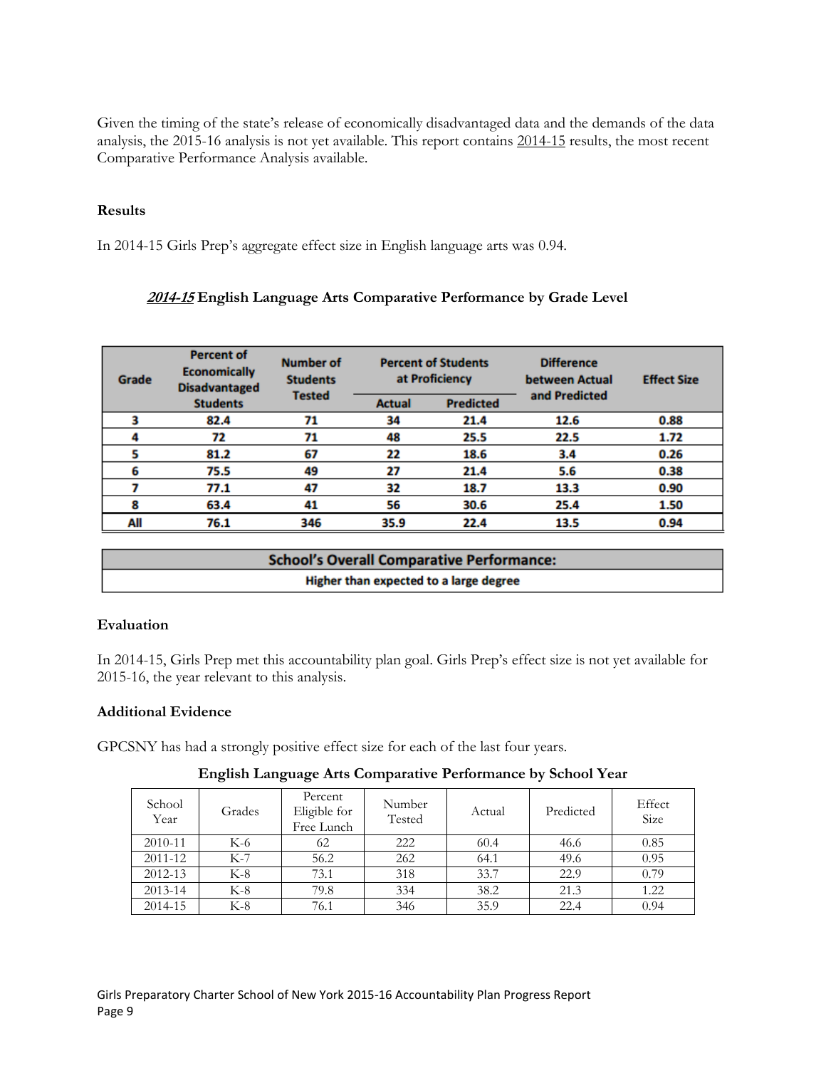Given the timing of the state's release of economically disadvantaged data and the demands of the data analysis, the 2015-16 analysis is not yet available. This report contains 2014-15 results, the most recent Comparative Performance Analysis available.

**Results**

In 2014-15 Girls Prep's aggregate effect size in English language arts was 0.94.

**_2014-15_ English Language Arts Comparative Performance by Grade Level**

| Grade | Percent of Economically Disadvantaged Students | Number of Students Tested | Percent of Students at Proficiency | | Difference between Actual and Predicted | Effect Size |
|---|---|---|---|---|---|---|
| | | | Actual | Predicted | | |
| 3 | 82.4 | 71 | 34 | 21.4 | 12.6 | 0.88 |
| 4 | 72 | 71 | 48 | 25.5 | 22.5 | 1.72 |
| 5 | 81.2 | 67 | 22 | 18.6 | 3.4 | 0.26 |
| 6 | 75.5 | 49 | 27 | 21.4 | 5.6 | 0.38 |
| 7 | 77.1 | 47 | 32 | 18.7 | 13.3 | 0.90 |
| 8 | 63.4 | 41 | 56 | 30.6 | 25.4 | 1.50 |
| All | 76.1 | 346 | 35.9 | 22.4 | 13.5 | 0.94 |

| School's Overall Comparative Performance: |
|---|
| Higher than expected to a large degree |

**Evaluation**

In 2014-15, Girls Prep met this accountability plan goal. Girls Prep's effect size is not yet available for 2015-16, the year relevant to this analysis.

**Additional Evidence**

GPCSNY has had a strongly positive effect size for each of the last four years.

**English Language Arts Comparative Performance by School Year**

| School Year | Grades | Percent Eligible for Free Lunch | Number Tested | Actual | Predicted | Effect Size |
|---|---|---|---|---|---|---|
| 2010-11 | K-6 | 62 | 222 | 60.4 | 46.6 | 0.85 |
| 2011-12 | K-7 | 56.2 | 262 | 64.1 | 49.6 | 0.95 |
| 2012-13 | K-8 | 73.1 | 318 | 33.7 | 22.9 | 0.79 |
| 2013-14 | K-8 | 79.8 | 334 | 38.2 | 21.3 | 1.22 |
| 2014-15 | K-8 | 76.1 | 346 | 35.9 | 22.4 | 0.94 |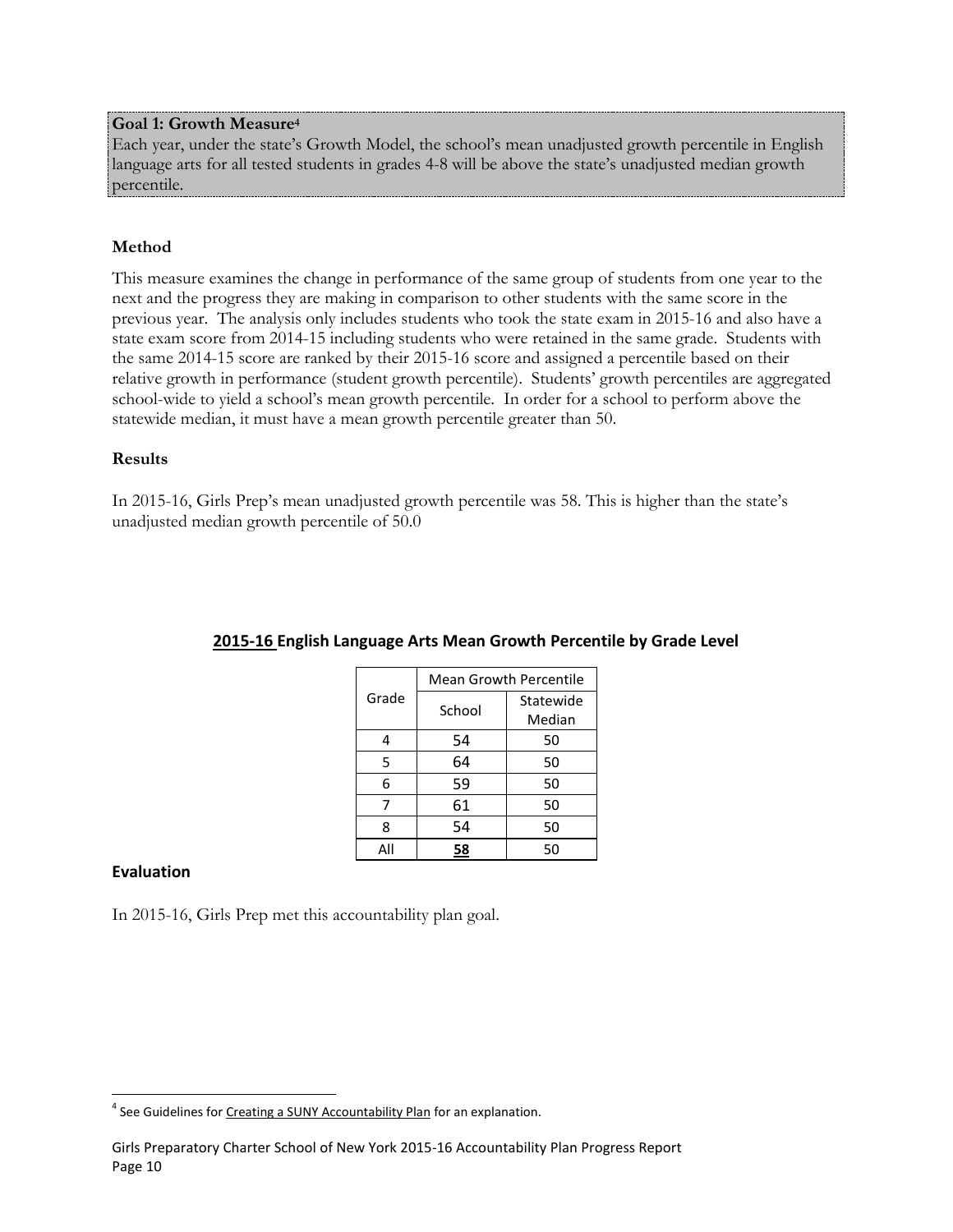**Goal 1: Growth Measure[4]**
Each year, under the state's Growth Model, the school's mean unadjusted growth percentile in English language arts for all tested students in grades 4-8 will be above the state's unadjusted median growth percentile.

### Method

This measure examines the change in performance of the same group of students from one year to the next and the progress they are making in comparison to other students with the same score in the previous year. The analysis only includes students who took the state exam in 2015-16 and also have a state exam score from 2014-15 including students who were retained in the same grade. Students with the same 2014-15 score are ranked by their 2015-16 score and assigned a percentile based on their relative growth in performance (student growth percentile). Students' growth percentiles are aggregated school-wide to yield a school's mean growth percentile. In order for a school to perform above the statewide median, it must have a mean growth percentile greater than 50.

### Results

In 2015-16, Girls Prep's mean unadjusted growth percentile was 58. This is higher than the state's unadjusted median growth percentile of 50.0

**2015-16 English Language Arts Mean Growth Percentile by Grade Level**

| Grade | Mean Growth Percentile | |
|---|---|---|
| | School | Statewide Median |
| 4 | 54 | 50 |
| 5 | 64 | 50 |
| 6 | 59 | 50 |
| 7 | 61 | 50 |
| 8 | 54 | 50 |
| All | **58** | 50 |

### Evaluation

In 2015-16, Girls Prep met this accountability plan goal.

[4] See Guidelines for Creating a SUNY Accountability Plan for an explanation.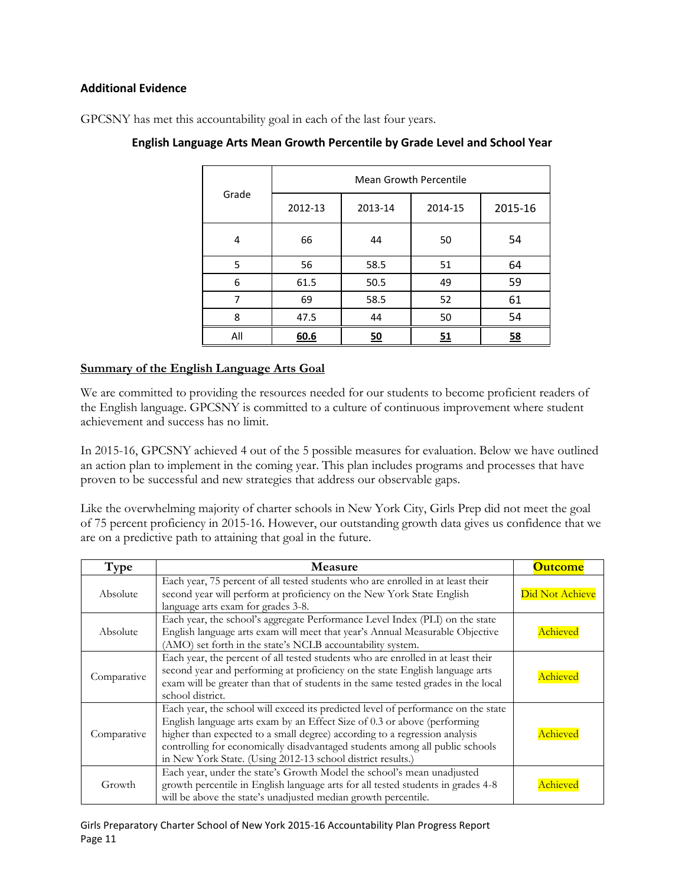### Additional Evidence

GPCSNY has met this accountability goal in each of the last four years.

**English Language Arts Mean Growth Percentile by Grade Level and School Year**

| Grade | Mean Growth Percentile | | | |
|---|---|---|---|---|
| | 2012-13 | 2013-14 | 2014-15 | 2015-16 |
| 4 | 66 | 44 | 50 | 54 |
| 5 | 56 | 58.5 | 51 | 64 |
| 6 | 61.5 | 50.5 | 49 | 59 |
| 7 | 69 | 58.5 | 52 | 61 |
| 8 | 47.5 | 44 | 50 | 54 |
| All | **60.6** | **50** | **51** | **58** |

**Summary of the English Language Arts Goal**

We are committed to providing the resources needed for our students to become proficient readers of the English language. GPCSNY is committed to a culture of continuous improvement where student achievement and success has no limit.

In 2015-16, GPCSNY achieved 4 out of the 5 possible measures for evaluation. Below we have outlined an action plan to implement in the coming year. This plan includes programs and processes that have proven to be successful and new strategies that address our observable gaps.

Like the overwhelming majority of charter schools in New York City, Girls Prep did not meet the goal of 75 percent proficiency in 2015-16. However, our outstanding growth data gives us confidence that we are on a predictive path to attaining that goal in the future.

| Type | Measure | Outcome |
|---|---|---|
| Absolute | Each year, 75 percent of all tested students who are enrolled in at least their second year will perform at proficiency on the New York State English language arts exam for grades 3-8. | Did Not Achieve |
| Absolute | Each year, the school's aggregate Performance Level Index (PLI) on the state English language arts exam will meet that year's Annual Measurable Objective (AMO) set forth in the state's NCLB accountability system. | Achieved |
| Comparative | Each year, the percent of all tested students who are enrolled in at least their second year and performing at proficiency on the state English language arts exam will be greater than that of students in the same tested grades in the local school district. | Achieved |
| Comparative | Each year, the school will exceed its predicted level of performance on the state English language arts exam by an Effect Size of 0.3 or above (performing higher than expected to a small degree) according to a regression analysis controlling for economically disadvantaged students among all public schools in New York State. (Using 2012-13 school district results.) | Achieved |
| Growth | Each year, under the state's Growth Model the school's mean unadjusted growth percentile in English language arts for all tested students in grades 4-8 will be above the state's unadjusted median growth percentile. | Achieved |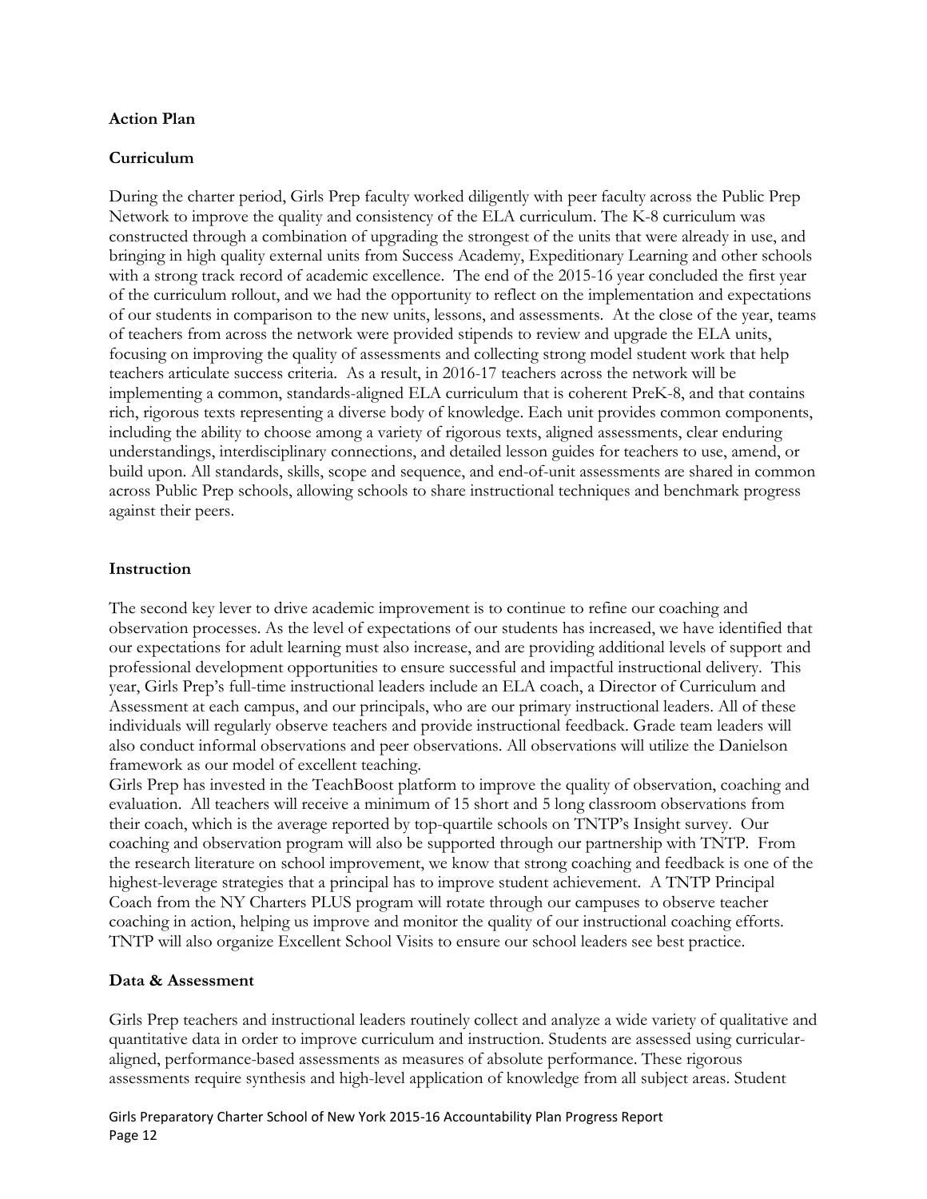**Action Plan**

**Curriculum**

During the charter period, Girls Prep faculty worked diligently with peer faculty across the Public Prep Network to improve the quality and consistency of the ELA curriculum. The K-8 curriculum was constructed through a combination of upgrading the strongest of the units that were already in use, and bringing in high quality external units from Success Academy, Expeditionary Learning and other schools with a strong track record of academic excellence. The end of the 2015-16 year concluded the first year of the curriculum rollout, and we had the opportunity to reflect on the implementation and expectations of our students in comparison to the new units, lessons, and assessments. At the close of the year, teams of teachers from across the network were provided stipends to review and upgrade the ELA units, focusing on improving the quality of assessments and collecting strong model student work that help teachers articulate success criteria. As a result, in 2016-17 teachers across the network will be implementing a common, standards-aligned ELA curriculum that is coherent PreK-8, and that contains rich, rigorous texts representing a diverse body of knowledge. Each unit provides common components, including the ability to choose among a variety of rigorous texts, aligned assessments, clear enduring understandings, interdisciplinary connections, and detailed lesson guides for teachers to use, amend, or build upon. All standards, skills, scope and sequence, and end-of-unit assessments are shared in common across Public Prep schools, allowing schools to share instructional techniques and benchmark progress against their peers.

**Instruction**

The second key lever to drive academic improvement is to continue to refine our coaching and observation processes. As the level of expectations of our students has increased, we have identified that our expectations for adult learning must also increase, and are providing additional levels of support and professional development opportunities to ensure successful and impactful instructional delivery. This year, Girls Prep's full-time instructional leaders include an ELA coach, a Director of Curriculum and Assessment at each campus, and our principals, who are our primary instructional leaders. All of these individuals will regularly observe teachers and provide instructional feedback. Grade team leaders will also conduct informal observations and peer observations. All observations will utilize the Danielson framework as our model of excellent teaching.

Girls Prep has invested in the TeachBoost platform to improve the quality of observation, coaching and evaluation. All teachers will receive a minimum of 15 short and 5 long classroom observations from their coach, which is the average reported by top-quartile schools on TNTP's Insight survey. Our coaching and observation program will also be supported through our partnership with TNTP. From the research literature on school improvement, we know that strong coaching and feedback is one of the highest-leverage strategies that a principal has to improve student achievement. A TNTP Principal Coach from the NY Charters PLUS program will rotate through our campuses to observe teacher coaching in action, helping us improve and monitor the quality of our instructional coaching efforts. TNTP will also organize Excellent School Visits to ensure our school leaders see best practice.

**Data & Assessment**

Girls Prep teachers and instructional leaders routinely collect and analyze a wide variety of qualitative and quantitative data in order to improve curriculum and instruction. Students are assessed using curricular-aligned, performance-based assessments as measures of absolute performance. These rigorous assessments require synthesis and high-level application of knowledge from all subject areas. Student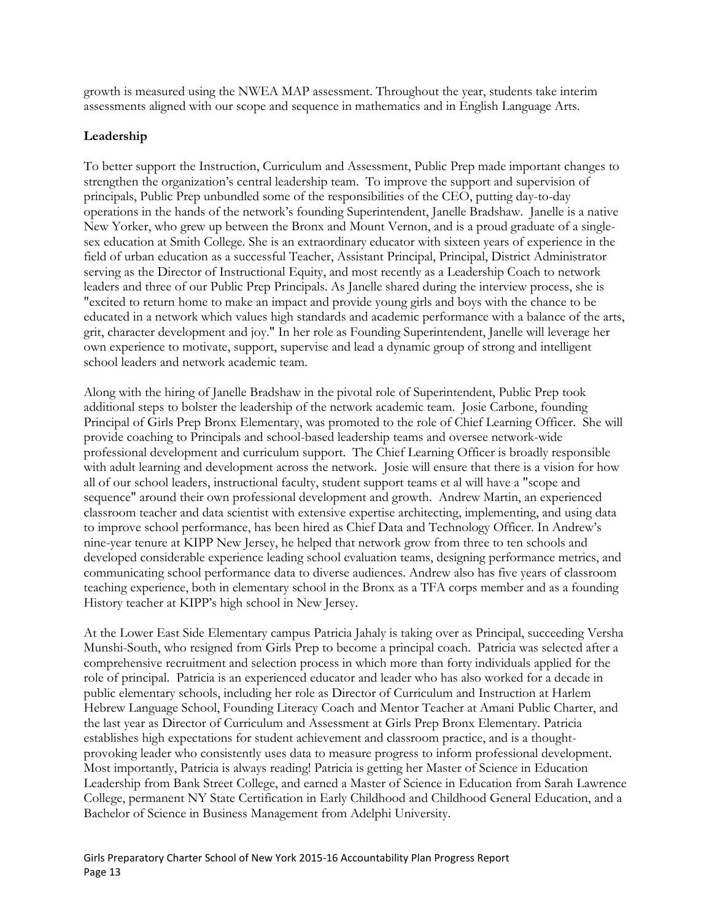growth is measured using the NWEA MAP assessment. Throughout the year, students take interim assessments aligned with our scope and sequence in mathematics and in English Language Arts.

### Leadership

To better support the Instruction, Curriculum and Assessment, Public Prep made important changes to strengthen the organization's central leadership team. To improve the support and supervision of principals, Public Prep unbundled some of the responsibilities of the CEO, putting day-to-day operations in the hands of the network's founding Superintendent, Janelle Bradshaw. Janelle is a native New Yorker, who grew up between the Bronx and Mount Vernon, and is a proud graduate of a single-sex education at Smith College. She is an extraordinary educator with sixteen years of experience in the field of urban education as a successful Teacher, Assistant Principal, Principal, District Administrator serving as the Director of Instructional Equity, and most recently as a Leadership Coach to network leaders and three of our Public Prep Principals. As Janelle shared during the interview process, she is "excited to return home to make an impact and provide young girls and boys with the chance to be educated in a network which values high standards and academic performance with a balance of the arts, grit, character development and joy." In her role as Founding Superintendent, Janelle will leverage her own experience to motivate, support, supervise and lead a dynamic group of strong and intelligent school leaders and network academic team.

Along with the hiring of Janelle Bradshaw in the pivotal role of Superintendent, Public Prep took additional steps to bolster the leadership of the network academic team. Josie Carbone, founding Principal of Girls Prep Bronx Elementary, was promoted to the role of Chief Learning Officer. She will provide coaching to Principals and school-based leadership teams and oversee network-wide professional development and curriculum support. The Chief Learning Officer is broadly responsible with adult learning and development across the network. Josie will ensure that there is a vision for how all of our school leaders, instructional faculty, student support teams et al will have a "scope and sequence" around their own professional development and growth. Andrew Martin, an experienced classroom teacher and data scientist with extensive expertise architecting, implementing, and using data to improve school performance, has been hired as Chief Data and Technology Officer. In Andrew's nine-year tenure at KIPP New Jersey, he helped that network grow from three to ten schools and developed considerable experience leading school evaluation teams, designing performance metrics, and communicating school performance data to diverse audiences. Andrew also has five years of classroom teaching experience, both in elementary school in the Bronx as a TFA corps member and as a founding History teacher at KIPP's high school in New Jersey.

At the Lower East Side Elementary campus Patricia Jahaly is taking over as Principal, succeeding Versha Munshi-South, who resigned from Girls Prep to become a principal coach. Patricia was selected after a comprehensive recruitment and selection process in which more than forty individuals applied for the role of principal. Patricia is an experienced educator and leader who has also worked for a decade in public elementary schools, including her role as Director of Curriculum and Instruction at Harlem Hebrew Language School, Founding Literacy Coach and Mentor Teacher at Amani Public Charter, and the last year as Director of Curriculum and Assessment at Girls Prep Bronx Elementary. Patricia establishes high expectations for student achievement and classroom practice, and is a thought-provoking leader who consistently uses data to measure progress to inform professional development. Most importantly, Patricia is always reading! Patricia is getting her Master of Science in Education Leadership from Bank Street College, and earned a Master of Science in Education from Sarah Lawrence College, permanent NY State Certification in Early Childhood and Childhood General Education, and a Bachelor of Science in Business Management from Adelphi University.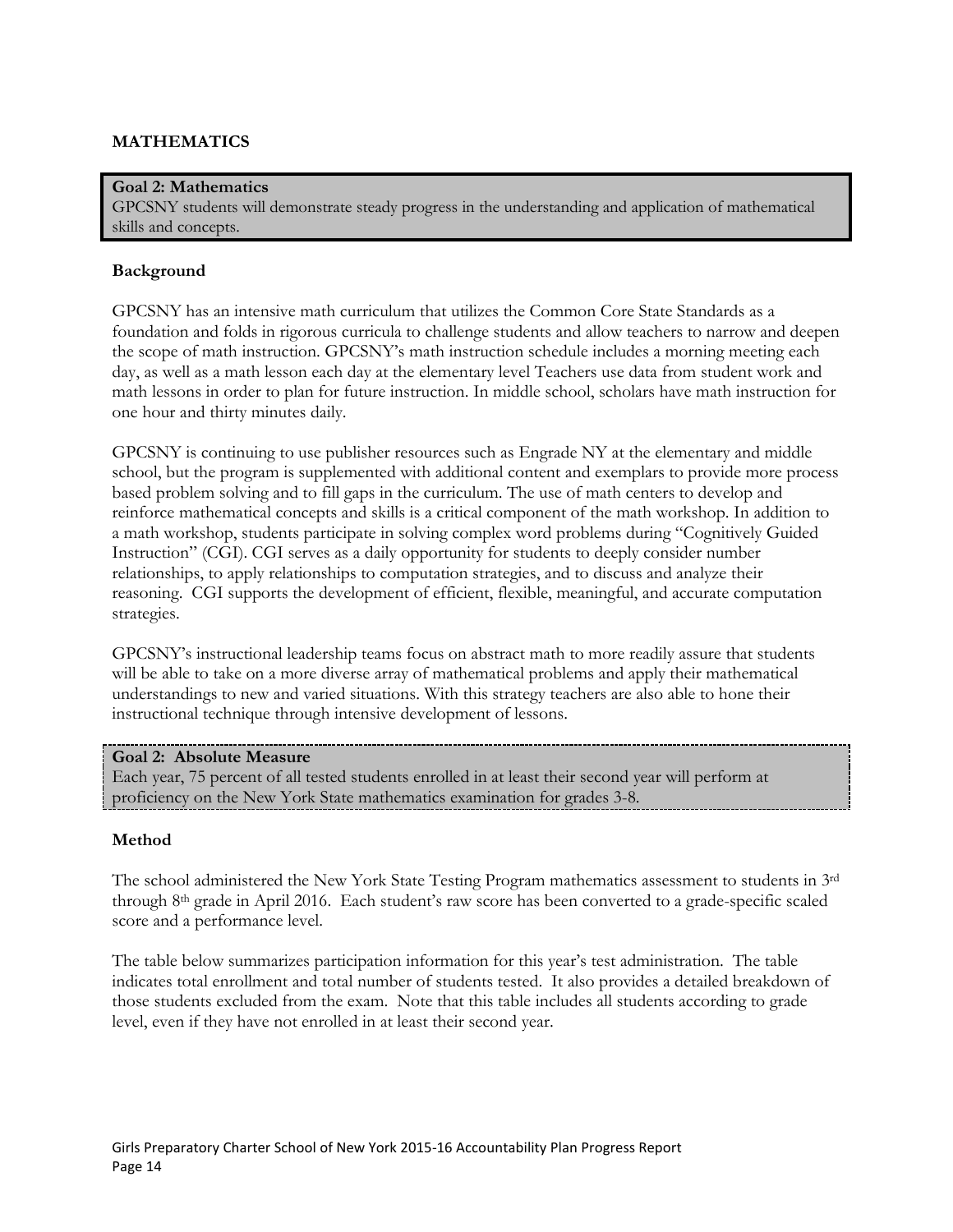## MATHEMATICS

**Goal 2: Mathematics**
GPCSNY students will demonstrate steady progress in the understanding and application of mathematical skills and concepts.

### Background

GPCSNY has an intensive math curriculum that utilizes the Common Core State Standards as a foundation and folds in rigorous curricula to challenge students and allow teachers to narrow and deepen the scope of math instruction. GPCSNY's math instruction schedule includes a morning meeting each day, as well as a math lesson each day at the elementary level Teachers use data from student work and math lessons in order to plan for future instruction. In middle school, scholars have math instruction for one hour and thirty minutes daily.

GPCSNY is continuing to use publisher resources such as Engrade NY at the elementary and middle school, but the program is supplemented with additional content and exemplars to provide more process based problem solving and to fill gaps in the curriculum. The use of math centers to develop and reinforce mathematical concepts and skills is a critical component of the math workshop. In addition to a math workshop, students participate in solving complex word problems during "Cognitively Guided Instruction" (CGI). CGI serves as a daily opportunity for students to deeply consider number relationships, to apply relationships to computation strategies, and to discuss and analyze their reasoning. CGI supports the development of efficient, flexible, meaningful, and accurate computation strategies.

GPCSNY's instructional leadership teams focus on abstract math to more readily assure that students will be able to take on a more diverse array of mathematical problems and apply their mathematical understandings to new and varied situations. With this strategy teachers are also able to hone their instructional technique through intensive development of lessons.

**Goal 2: Absolute Measure**
Each year, 75 percent of all tested students enrolled in at least their second year will perform at proficiency on the New York State mathematics examination for grades 3-8.

### Method

The school administered the New York State Testing Program mathematics assessment to students in 3rd through 8th grade in April 2016. Each student's raw score has been converted to a grade-specific scaled score and a performance level.

The table below summarizes participation information for this year's test administration. The table indicates total enrollment and total number of students tested. It also provides a detailed breakdown of those students excluded from the exam. Note that this table includes all students according to grade level, even if they have not enrolled in at least their second year.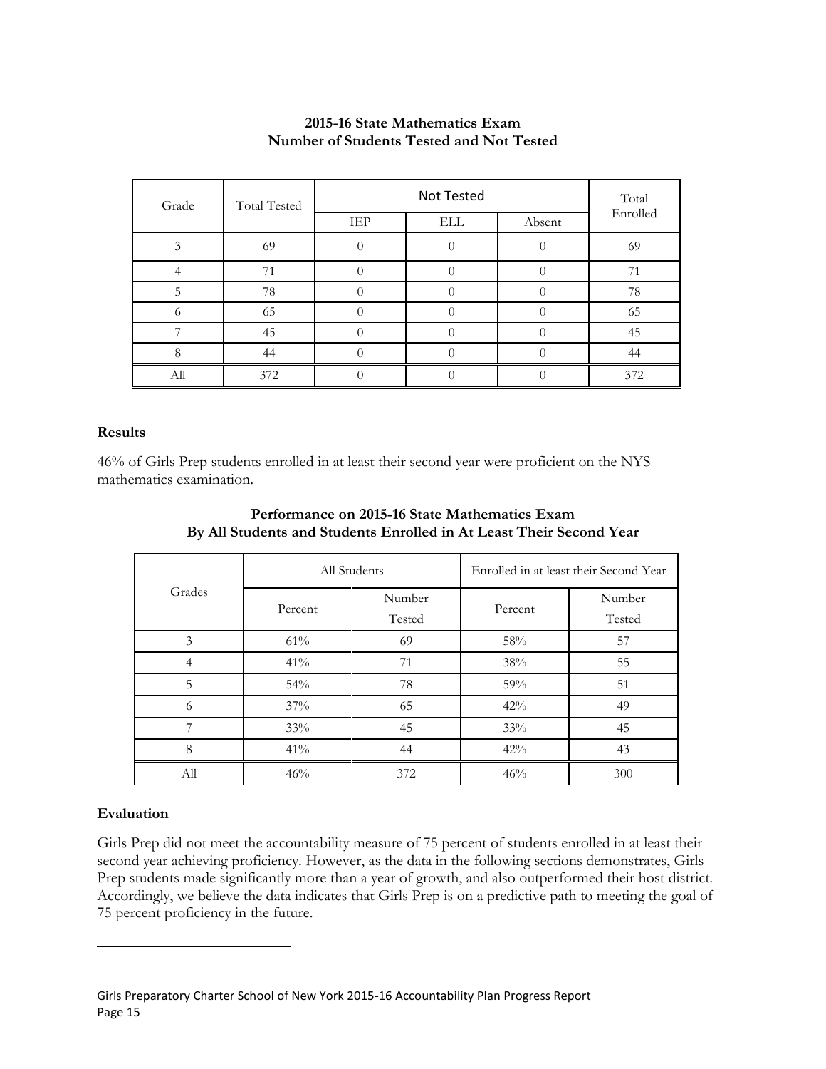**2015-16 State Mathematics Exam**
**Number of Students Tested and Not Tested**

| Grade | Total Tested | Not Tested | | | Total Enrolled |
|---|---|---|---|---|---|
| | | IEP | ELL | Absent | |
| 3 | 69 | 0 | 0 | 0 | 69 |
| 4 | 71 | 0 | 0 | 0 | 71 |
| 5 | 78 | 0 | 0 | 0 | 78 |
| 6 | 65 | 0 | 0 | 0 | 65 |
| 7 | 45 | 0 | 0 | 0 | 45 |
| 8 | 44 | 0 | 0 | 0 | 44 |
| All | 372 | 0 | 0 | 0 | 372 |

### Results

46% of Girls Prep students enrolled in at least their second year were proficient on the NYS mathematics examination.

**Performance on 2015-16 State Mathematics Exam**
**By All Students and Students Enrolled in At Least Their Second Year**

| Grades | All Students | | Enrolled in at least their Second Year | |
|---|---|---|---|---|
| | Percent | Number Tested | Percent | Number Tested |
| 3 | 61% | 69 | 58% | 57 |
| 4 | 41% | 71 | 38% | 55 |
| 5 | 54% | 78 | 59% | 51 |
| 6 | 37% | 65 | 42% | 49 |
| 7 | 33% | 45 | 33% | 45 |
| 8 | 41% | 44 | 42% | 43 |
| All | 46% | 372 | 46% | 300 |

### Evaluation

Girls Prep did not meet the accountability measure of 75 percent of students enrolled in at least their second year achieving proficiency. However, as the data in the following sections demonstrates, Girls Prep students made significantly more than a year of growth, and also outperformed their host district. Accordingly, we believe the data indicates that Girls Prep is on a predictive path to meeting the goal of 75 percent proficiency in the future.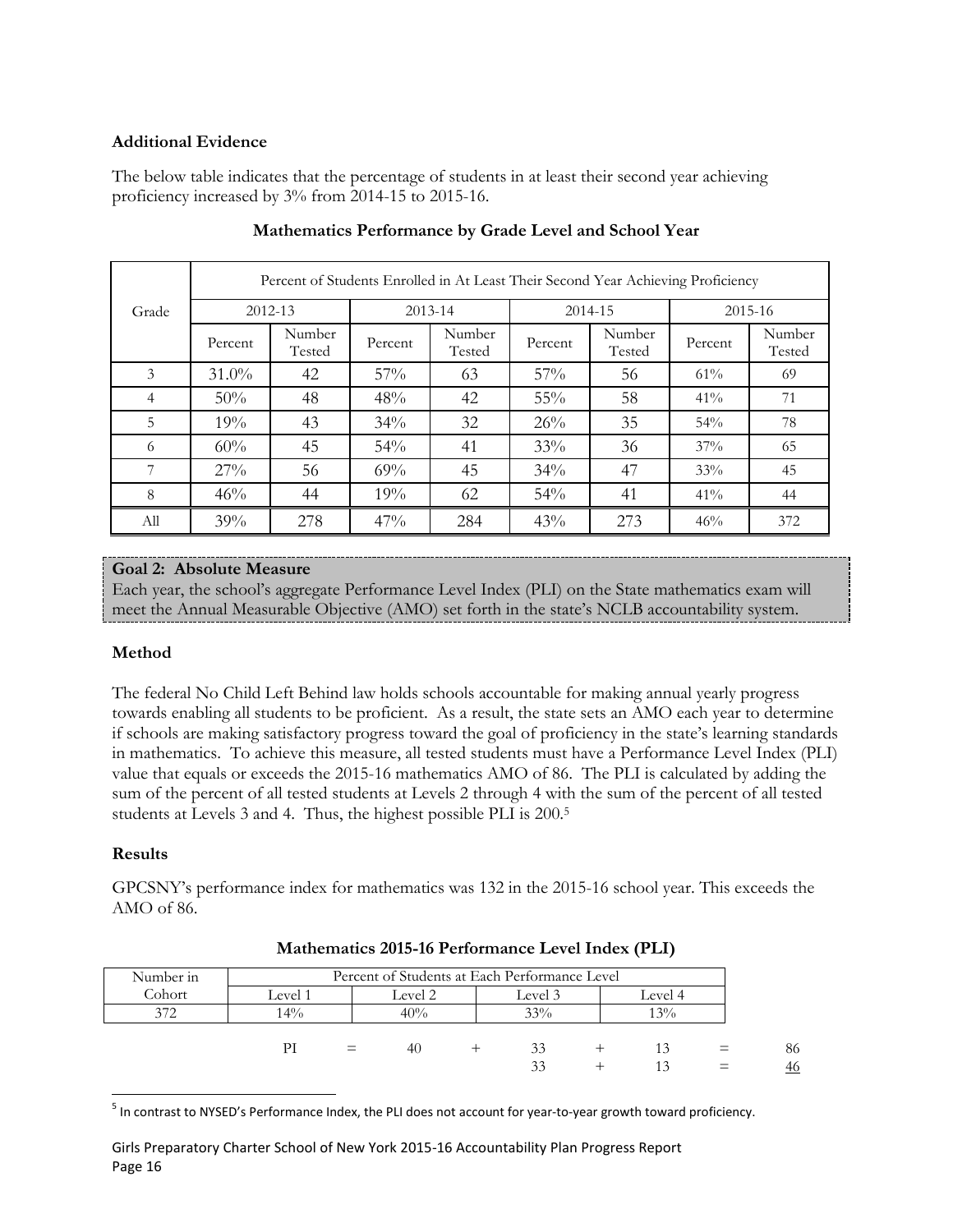### Additional Evidence

The below table indicates that the percentage of students in at least their second year achieving proficiency increased by 3% from 2014-15 to 2015-16.

**Mathematics Performance by Grade Level and School Year**

| Grade | Percent of Students Enrolled in At Least Their Second Year Achieving Proficiency | | | | | | | |
|---|---|---|---|---|---|---|---|---|
| | 2012-13 | | 2013-14 | | 2014-15 | | 2015-16 | |
| | Percent | Number Tested | Percent | Number Tested | Percent | Number Tested | Percent | Number Tested |
| 3 | 31.0% | 42 | 57% | 63 | 57% | 56 | 61% | 69 |
| 4 | 50% | 48 | 48% | 42 | 55% | 58 | 41% | 71 |
| 5 | 19% | 43 | 34% | 32 | 26% | 35 | 54% | 78 |
| 6 | 60% | 45 | 54% | 41 | 33% | 36 | 37% | 65 |
| 7 | 27% | 56 | 69% | 45 | 34% | 47 | 33% | 45 |
| 8 | 46% | 44 | 19% | 62 | 54% | 41 | 41% | 44 |
| All | 39% | 278 | 47% | 284 | 43% | 273 | 46% | 372 |

**Goal 2: Absolute Measure**
Each year, the school's aggregate Performance Level Index (PLI) on the State mathematics exam will meet the Annual Measurable Objective (AMO) set forth in the state's NCLB accountability system.

### Method

The federal No Child Left Behind law holds schools accountable for making annual yearly progress towards enabling all students to be proficient. As a result, the state sets an AMO each year to determine if schools are making satisfactory progress toward the goal of proficiency in the state's learning standards in mathematics. To achieve this measure, all tested students must have a Performance Level Index (PLI) value that equals or exceeds the 2015-16 mathematics AMO of 86. The PLI is calculated by adding the sum of the percent of all tested students at Levels 2 through 4 with the sum of the percent of all tested students at Levels 3 and 4. Thus, the highest possible PLI is 200.[5]

### Results

GPCSNY's performance index for mathematics was 132 in the 2015-16 school year. This exceeds the AMO of 86.

**Mathematics 2015-16 Performance Level Index (PLI)**

| Number in Cohort | Percent of Students at Each Performance Level | | | |
|---|---|---|---|---|
| | Level 1 | Level 2 | Level 3 | Level 4 |
| 372 | 14% | 40% | 33% | 13% |

| | | | | | | | | |
|---|---|---|---|---|---|---|---|---|
| PI | = | 40 | + | 33 | + | 13 | = | 86 |
| | | | | 33 | + | 13 | = | 46 |

[5] In contrast to NYSED's Performance Index, the PLI does not account for year-to-year growth toward proficiency.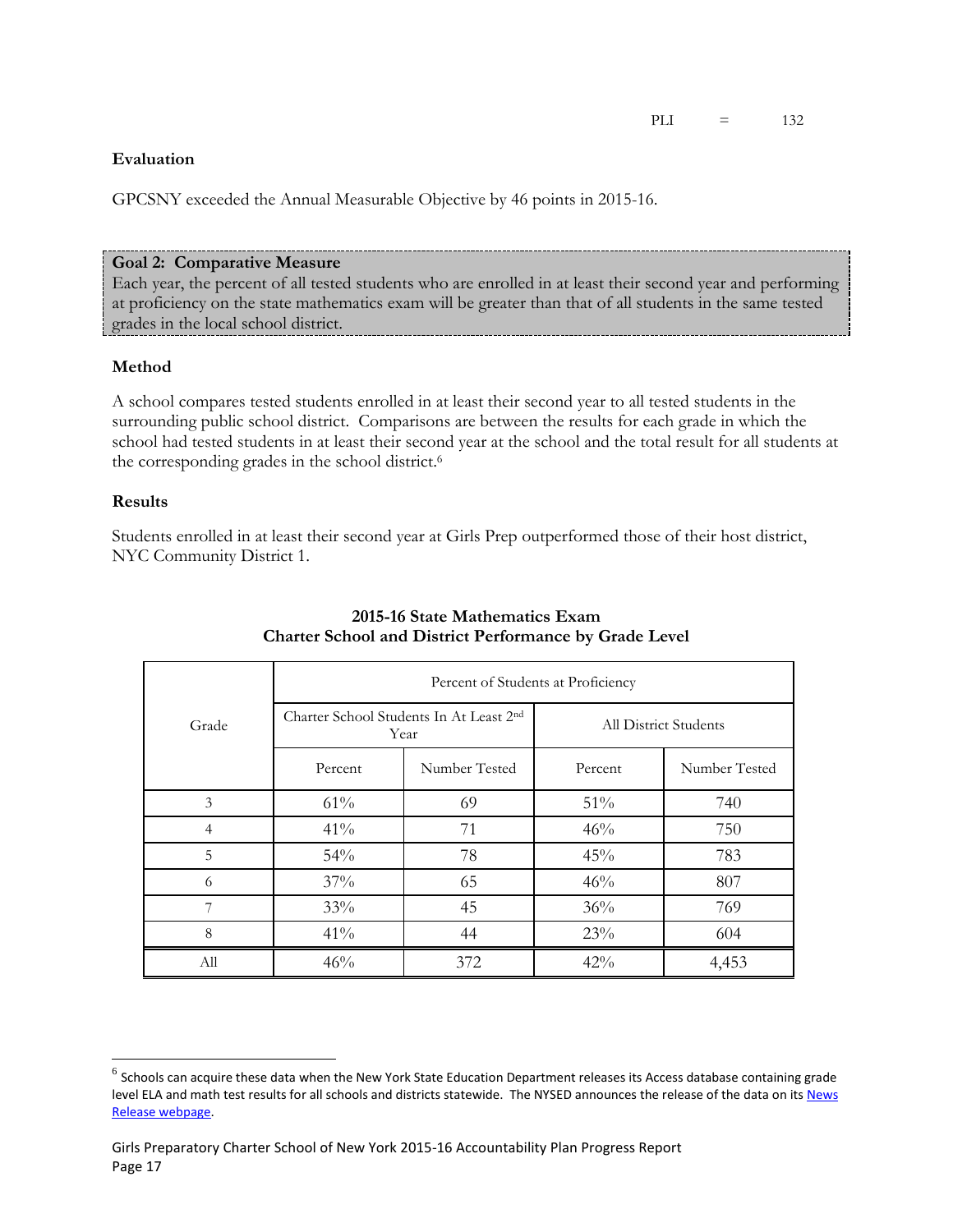PLI = 132

### Evaluation

GPCSNY exceeded the Annual Measurable Objective by 46 points in 2015-16.

**Goal 2: Comparative Measure**
Each year, the percent of all tested students who are enrolled in at least their second year and performing at proficiency on the state mathematics exam will be greater than that of all students in the same tested grades in the local school district.

### Method

A school compares tested students enrolled in at least their second year to all tested students in the surrounding public school district. Comparisons are between the results for each grade in which the school had tested students in at least their second year at the school and the total result for all students at the corresponding grades in the school district.[6]

### Results

Students enrolled in at least their second year at Girls Prep outperformed those of their host district, NYC Community District 1.

**2015-16 State Mathematics Exam**
**Charter School and District Performance by Grade Level**

| Grade | Percent of Students at Proficiency | | | |
|---|---|---|---|---|
| | Charter School Students In At Least 2nd Year | | All District Students | |
| | Percent | Number Tested | Percent | Number Tested |
| 3 | 61% | 69 | 51% | 740 |
| 4 | 41% | 71 | 46% | 750 |
| 5 | 54% | 78 | 45% | 783 |
| 6 | 37% | 65 | 46% | 807 |
| 7 | 33% | 45 | 36% | 769 |
| 8 | 41% | 44 | 23% | 604 |
| All | 46% | 372 | 42% | 4,453 |

[6] Schools can acquire these data when the New York State Education Department releases its Access database containing grade level ELA and math test results for all schools and districts statewide. The NYSED announces the release of the data on its News Release webpage.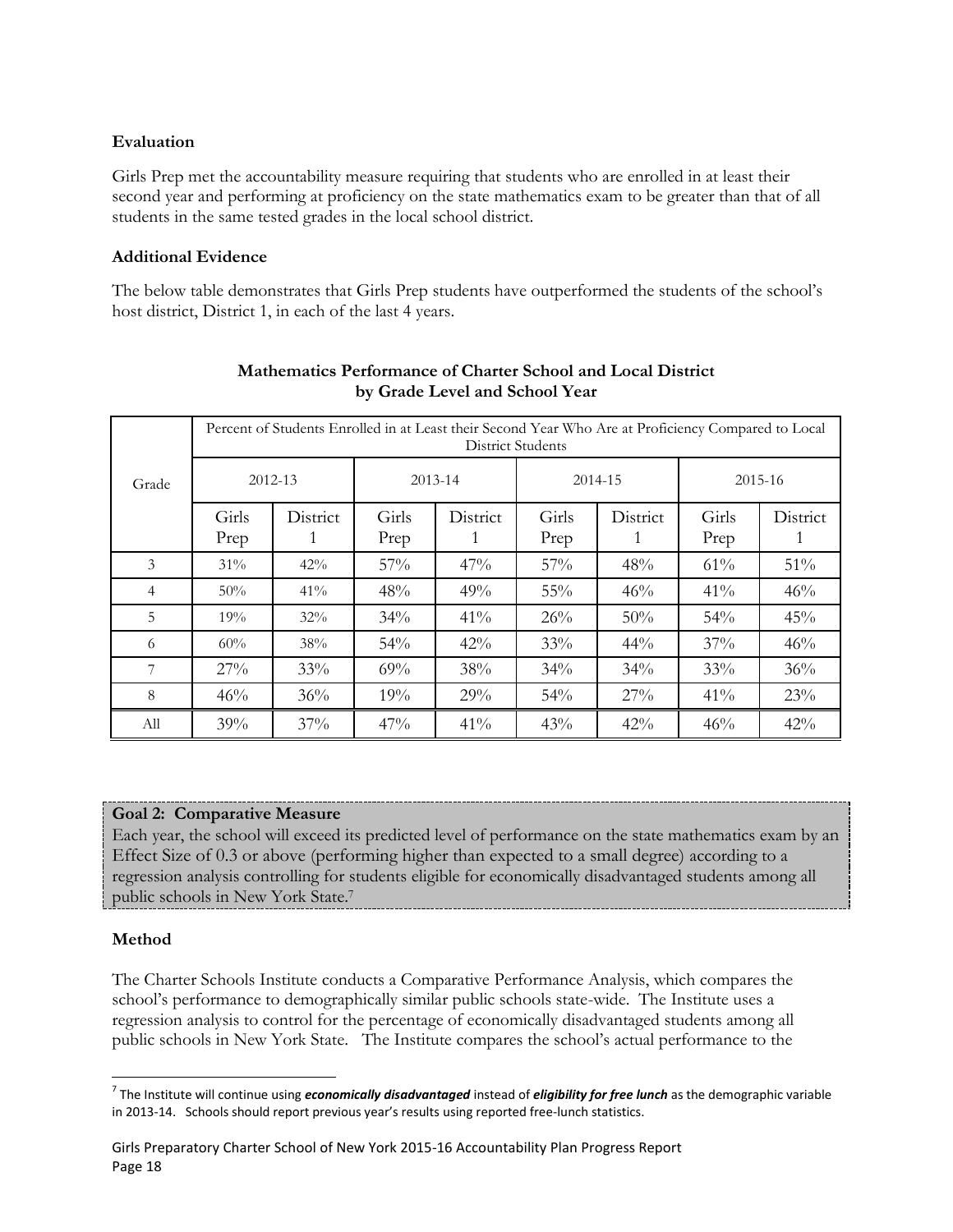**Evaluation**

Girls Prep met the accountability measure requiring that students who are enrolled in at least their second year and performing at proficiency on the state mathematics exam to be greater than that of all students in the same tested grades in the local school district.

**Additional Evidence**

The below table demonstrates that Girls Prep students have outperformed the students of the school's host district, District 1, in each of the last 4 years.

**Mathematics Performance of Charter School and Local District by Grade Level and School Year**

| Grade | Percent of Students Enrolled in at Least their Second Year Who Are at Proficiency Compared to Local District Students | | | | | | | |
|---|---|---|---|---|---|---|---|---|
| | 2012-13 | | 2013-14 | | 2014-15 | | 2015-16 | |
| | Girls Prep | District 1 | Girls Prep | District 1 | Girls Prep | District 1 | Girls Prep | District 1 |
| 3 | 31% | 42% | 57% | 47% | 57% | 48% | 61% | 51% |
| 4 | 50% | 41% | 48% | 49% | 55% | 46% | 41% | 46% |
| 5 | 19% | 32% | 34% | 41% | 26% | 50% | 54% | 45% |
| 6 | 60% | 38% | 54% | 42% | 33% | 44% | 37% | 46% |
| 7 | 27% | 33% | 69% | 38% | 34% | 34% | 33% | 36% |
| 8 | 46% | 36% | 19% | 29% | 54% | 27% | 41% | 23% |
| All | 39% | 37% | 47% | 41% | 43% | 42% | 46% | 42% |

**Goal 2: Comparative Measure**

Each year, the school will exceed its predicted level of performance on the state mathematics exam by an Effect Size of 0.3 or above (performing higher than expected to a small degree) according to a regression analysis controlling for students eligible for economically disadvantaged students among all public schools in New York State.[7]

**Method**

The Charter Schools Institute conducts a Comparative Performance Analysis, which compares the school's performance to demographically similar public schools state-wide. The Institute uses a regression analysis to control for the percentage of economically disadvantaged students among all public schools in New York State. The Institute compares the school's actual performance to the

[7] The Institute will continue using ***economically disadvantaged*** instead of ***eligibility for free lunch*** as the demographic variable in 2013-14. Schools should report previous year's results using reported free-lunch statistics.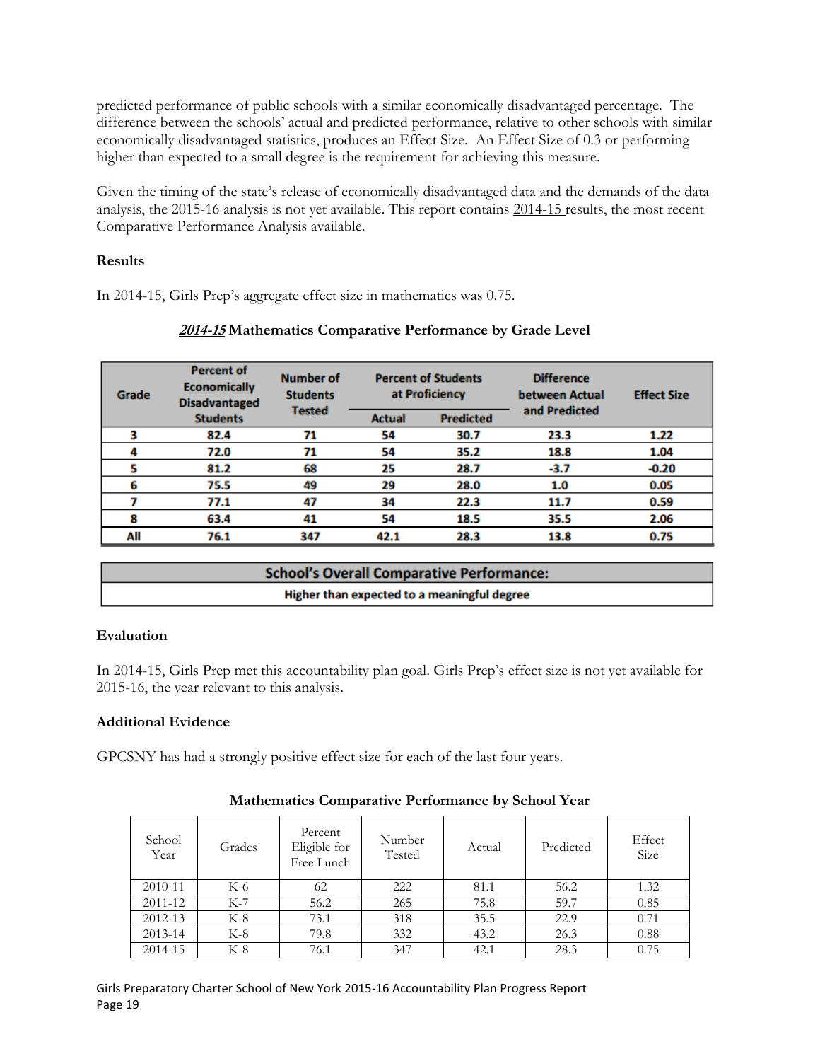predicted performance of public schools with a similar economically disadvantaged percentage. The difference between the schools' actual and predicted performance, relative to other schools with similar economically disadvantaged statistics, produces an Effect Size. An Effect Size of 0.3 or performing higher than expected to a small degree is the requirement for achieving this measure.

Given the timing of the state's release of economically disadvantaged data and the demands of the data analysis, the 2015-16 analysis is not yet available. This report contains 2014-15 results, the most recent Comparative Performance Analysis available.

**Results**

In 2014-15, Girls Prep's aggregate effect size in mathematics was 0.75.

**2014-15 Mathematics Comparative Performance by Grade Level**

| Grade | Percent of Economically Disadvantaged Students | Number of Students Tested | Percent of Students at Proficiency | | Difference between Actual and Predicted | Effect Size |
|---|---|---|---|---|---|---|
| | | | Actual | Predicted | | |
| 3 | 82.4 | 71 | 54 | 30.7 | 23.3 | 1.22 |
| 4 | 72.0 | 71 | 54 | 35.2 | 18.8 | 1.04 |
| 5 | 81.2 | 68 | 25 | 28.7 | -3.7 | -0.20 |
| 6 | 75.5 | 49 | 29 | 28.0 | 1.0 | 0.05 |
| 7 | 77.1 | 47 | 34 | 22.3 | 11.7 | 0.59 |
| 8 | 63.4 | 41 | 54 | 18.5 | 35.5 | 2.06 |
| All | 76.1 | 347 | 42.1 | 28.3 | 13.8 | 0.75 |

| School's Overall Comparative Performance: |
|---|
| Higher than expected to a meaningful degree |

**Evaluation**

In 2014-15, Girls Prep met this accountability plan goal. Girls Prep's effect size is not yet available for 2015-16, the year relevant to this analysis.

**Additional Evidence**

GPCSNY has had a strongly positive effect size for each of the last four years.

**Mathematics Comparative Performance by School Year**

| School Year | Grades | Percent Eligible for Free Lunch | Number Tested | Actual | Predicted | Effect Size |
|---|---|---|---|---|---|---|
| 2010-11 | K-6 | 62 | 222 | 81.1 | 56.2 | 1.32 |
| 2011-12 | K-7 | 56.2 | 265 | 75.8 | 59.7 | 0.85 |
| 2012-13 | K-8 | 73.1 | 318 | 35.5 | 22.9 | 0.71 |
| 2013-14 | K-8 | 79.8 | 332 | 43.2 | 26.3 | 0.88 |
| 2014-15 | K-8 | 76.1 | 347 | 42.1 | 28.3 | 0.75 |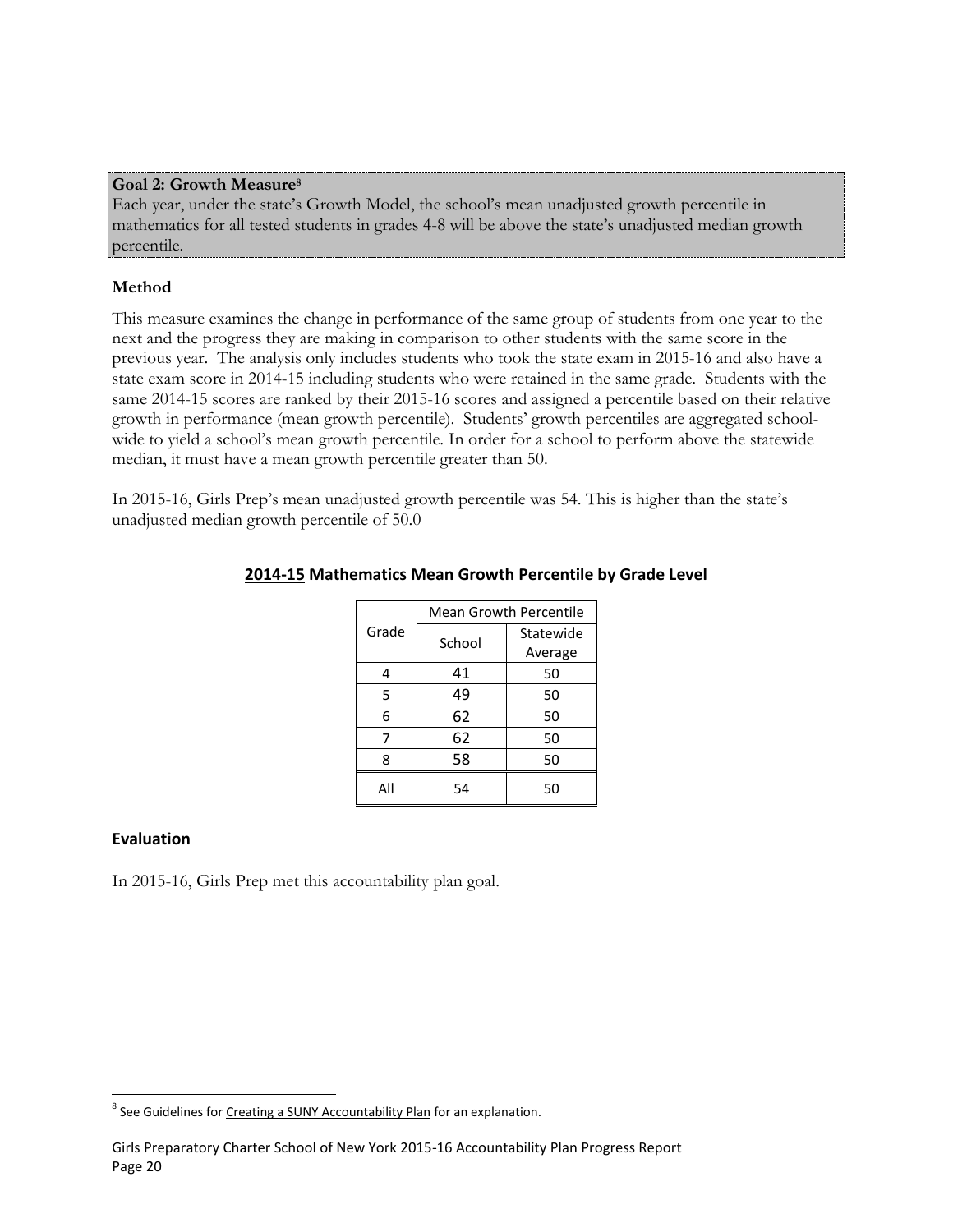**Goal 2: Growth Measure[8]**

Each year, under the state's Growth Model, the school's mean unadjusted growth percentile in mathematics for all tested students in grades 4-8 will be above the state's unadjusted median growth percentile.

### Method

This measure examines the change in performance of the same group of students from one year to the next and the progress they are making in comparison to other students with the same score in the previous year. The analysis only includes students who took the state exam in 2015-16 and also have a state exam score in 2014-15 including students who were retained in the same grade. Students with the same 2014-15 scores are ranked by their 2015-16 scores and assigned a percentile based on their relative growth in performance (mean growth percentile). Students' growth percentiles are aggregated school-wide to yield a school's mean growth percentile. In order for a school to perform above the statewide median, it must have a mean growth percentile greater than 50.

In 2015-16, Girls Prep's mean unadjusted growth percentile was 54. This is higher than the state's unadjusted median growth percentile of 50.0

**2014-15 Mathematics Mean Growth Percentile by Grade Level**

| Grade | Mean Growth Percentile | |
|---|---|---|
| | School | Statewide Average |
| 4 | 41 | 50 |
| 5 | 49 | 50 |
| 6 | 62 | 50 |
| 7 | 62 | 50 |
| 8 | 58 | 50 |
| All | 54 | 50 |

### Evaluation

In 2015-16, Girls Prep met this accountability plan goal.

[8] See Guidelines for Creating a SUNY Accountability Plan for an explanation.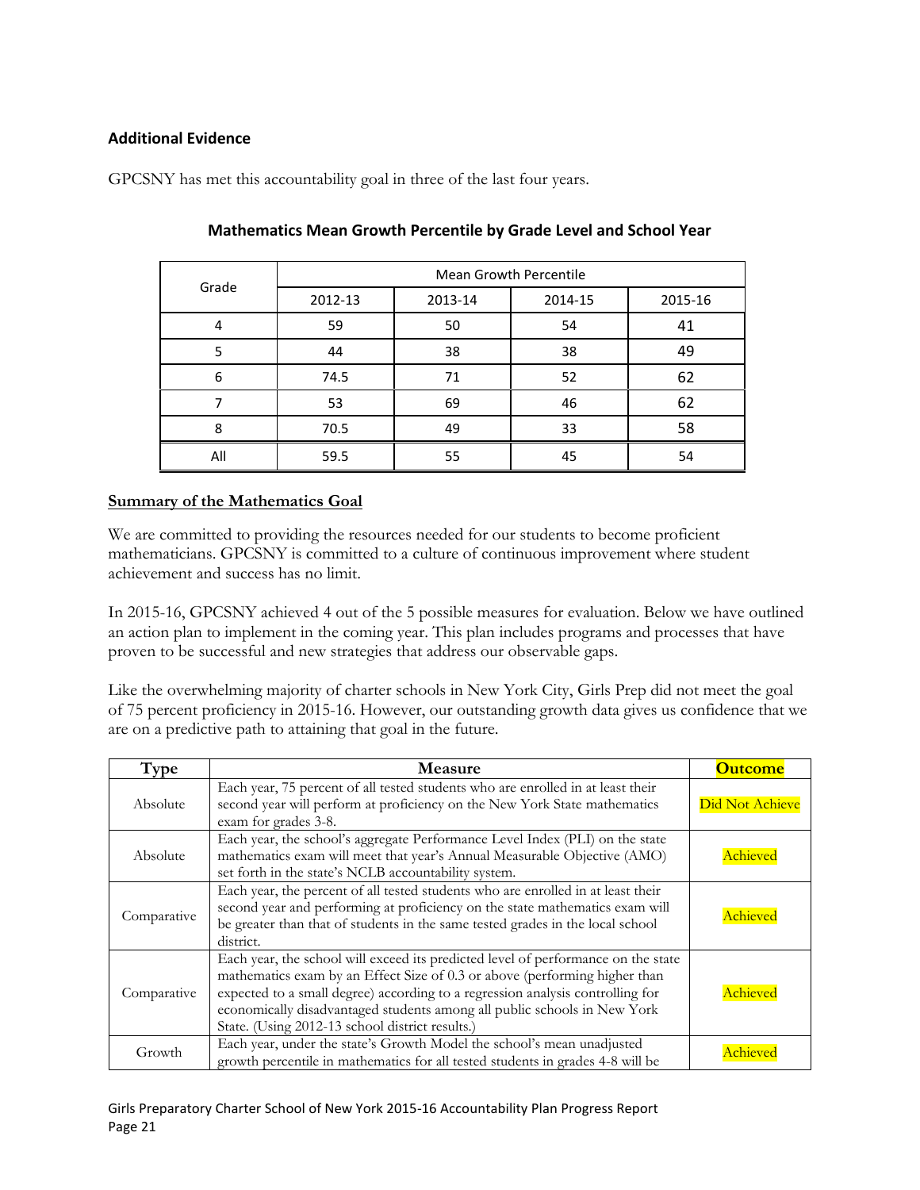### Additional Evidence

GPCSNY has met this accountability goal in three of the last four years.

**Mathematics Mean Growth Percentile by Grade Level and School Year**

| Grade | Mean Growth Percentile | | | |
|---|---|---|---|---|
| | 2012-13 | 2013-14 | 2014-15 | 2015-16 |
| 4 | 59 | 50 | 54 | 41 |
| 5 | 44 | 38 | 38 | 49 |
| 6 | 74.5 | 71 | 52 | 62 |
| 7 | 53 | 69 | 46 | 62 |
| 8 | 70.5 | 49 | 33 | 58 |
| All | 59.5 | 55 | 45 | 54 |

**Summary of the Mathematics Goal**

We are committed to providing the resources needed for our students to become proficient mathematicians. GPCSNY is committed to a culture of continuous improvement where student achievement and success has no limit.

In 2015-16, GPCSNY achieved 4 out of the 5 possible measures for evaluation. Below we have outlined an action plan to implement in the coming year. This plan includes programs and processes that have proven to be successful and new strategies that address our observable gaps.

Like the overwhelming majority of charter schools in New York City, Girls Prep did not meet the goal of 75 percent proficiency in 2015-16. However, our outstanding growth data gives us confidence that we are on a predictive path to attaining that goal in the future.

| Type | Measure | Outcome |
|---|---|---|
| Absolute | Each year, 75 percent of all tested students who are enrolled in at least their second year will perform at proficiency on the New York State mathematics exam for grades 3-8. | Did Not Achieve |
| Absolute | Each year, the school's aggregate Performance Level Index (PLI) on the state mathematics exam will meet that year's Annual Measurable Objective (AMO) set forth in the state's NCLB accountability system. | Achieved |
| Comparative | Each year, the percent of all tested students who are enrolled in at least their second year and performing at proficiency on the state mathematics exam will be greater than that of students in the same tested grades in the local school district. | Achieved |
| Comparative | Each year, the school will exceed its predicted level of performance on the state mathematics exam by an Effect Size of 0.3 or above (performing higher than expected to a small degree) according to a regression analysis controlling for economically disadvantaged students among all public schools in New York State. (Using 2012-13 school district results.) | Achieved |
| Growth | Each year, under the state's Growth Model the school's mean unadjusted growth percentile in mathematics for all tested students in grades 4-8 will be | Achieved |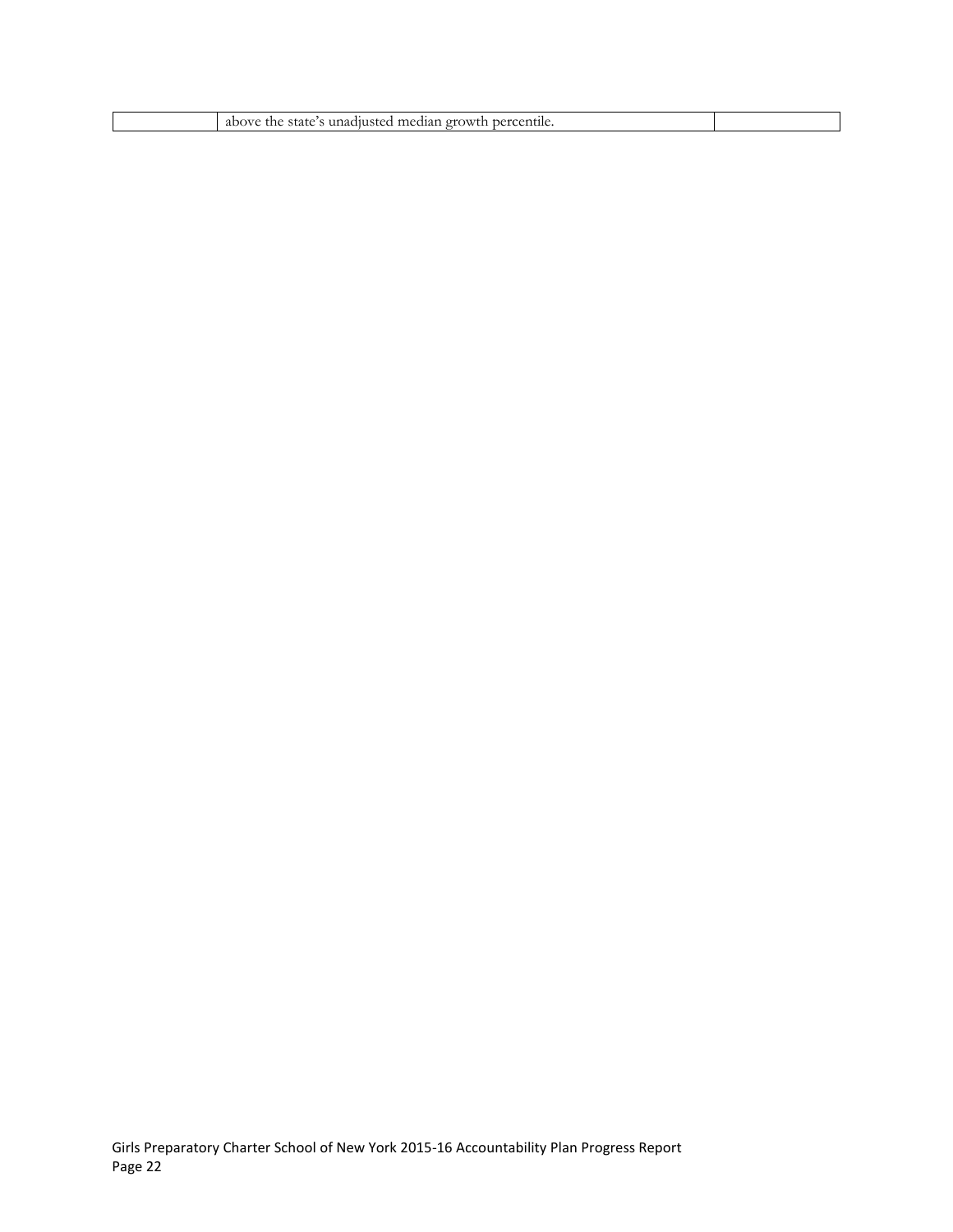| | | |
|---|---|---|
| | above the state's unadjusted median growth percentile. | |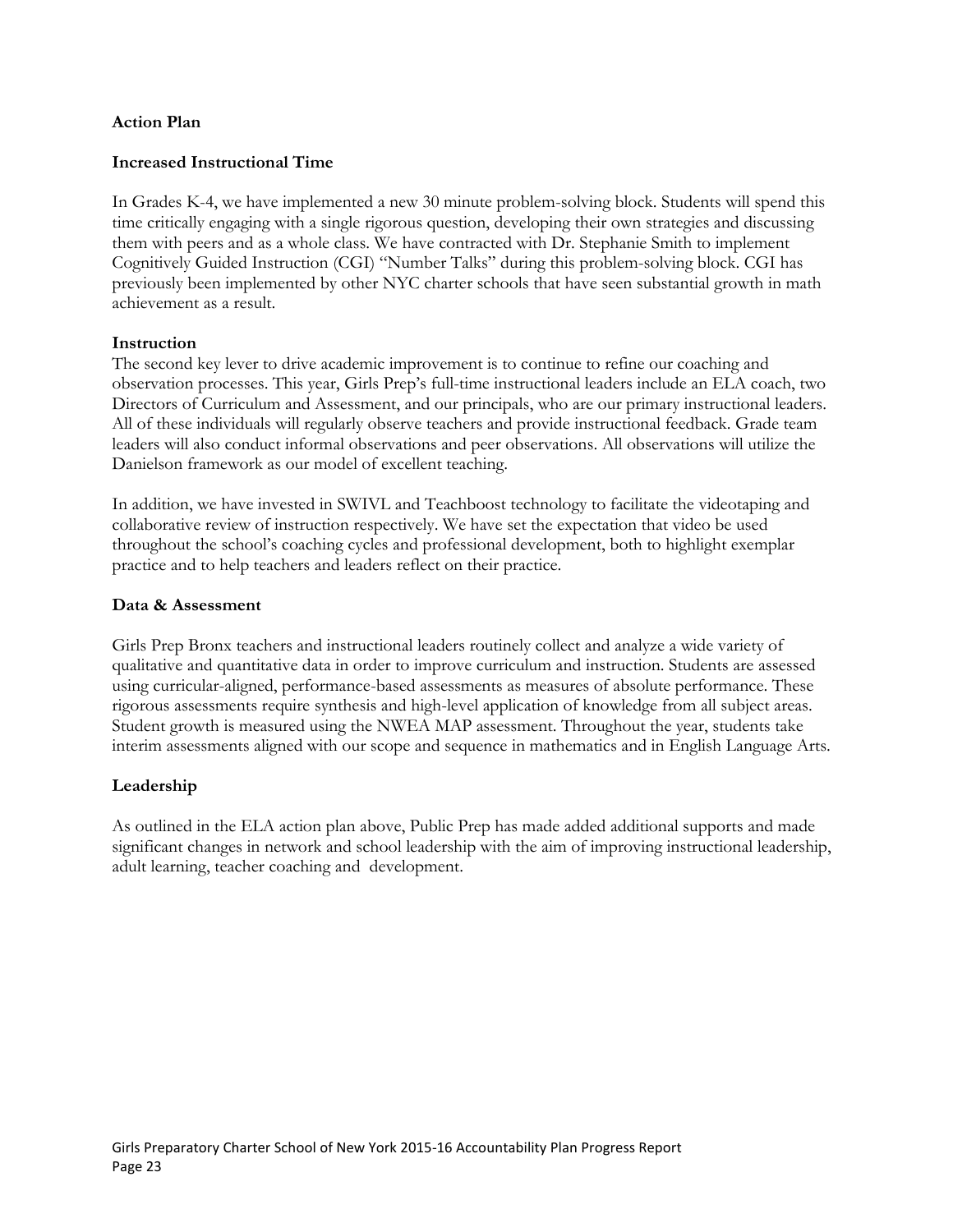**Action Plan**

**Increased Instructional Time**

In Grades K-4, we have implemented a new 30 minute problem-solving block. Students will spend this time critically engaging with a single rigorous question, developing their own strategies and discussing them with peers and as a whole class. We have contracted with Dr. Stephanie Smith to implement Cognitively Guided Instruction (CGI) "Number Talks" during this problem-solving block. CGI has previously been implemented by other NYC charter schools that have seen substantial growth in math achievement as a result.

**Instruction**

The second key lever to drive academic improvement is to continue to refine our coaching and observation processes. This year, Girls Prep's full-time instructional leaders include an ELA coach, two Directors of Curriculum and Assessment, and our principals, who are our primary instructional leaders. All of these individuals will regularly observe teachers and provide instructional feedback. Grade team leaders will also conduct informal observations and peer observations. All observations will utilize the Danielson framework as our model of excellent teaching.

In addition, we have invested in SWIVL and Teachboost technology to facilitate the videotaping and collaborative review of instruction respectively. We have set the expectation that video be used throughout the school's coaching cycles and professional development, both to highlight exemplar practice and to help teachers and leaders reflect on their practice.

**Data & Assessment**

Girls Prep Bronx teachers and instructional leaders routinely collect and analyze a wide variety of qualitative and quantitative data in order to improve curriculum and instruction. Students are assessed using curricular-aligned, performance-based assessments as measures of absolute performance. These rigorous assessments require synthesis and high-level application of knowledge from all subject areas. Student growth is measured using the NWEA MAP assessment. Throughout the year, students take interim assessments aligned with our scope and sequence in mathematics and in English Language Arts.

**Leadership**

As outlined in the ELA action plan above, Public Prep has made added additional supports and made significant changes in network and school leadership with the aim of improving instructional leadership, adult learning, teacher coaching and development.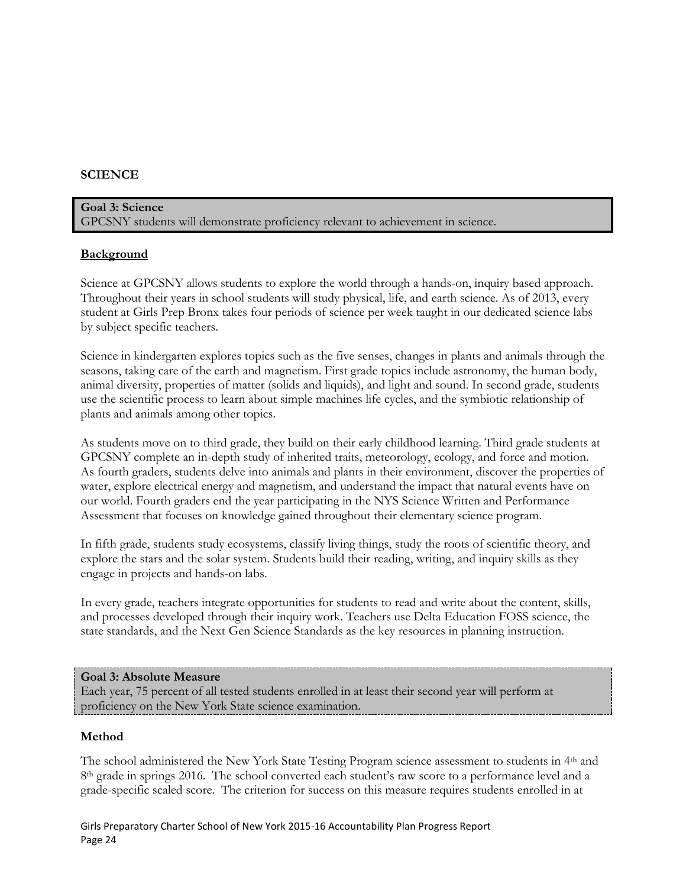## SCIENCE

**Goal 3: Science**
GPCSNY students will demonstrate proficiency relevant to achievement in science.

### Background

Science at GPCSNY allows students to explore the world through a hands-on, inquiry based approach. Throughout their years in school students will study physical, life, and earth science. As of 2013, every student at Girls Prep Bronx takes four periods of science per week taught in our dedicated science labs by subject specific teachers.

Science in kindergarten explores topics such as the five senses, changes in plants and animals through the seasons, taking care of the earth and magnetism. First grade topics include astronomy, the human body, animal diversity, properties of matter (solids and liquids), and light and sound. In second grade, students use the scientific process to learn about simple machines life cycles, and the symbiotic relationship of plants and animals among other topics.

As students move on to third grade, they build on their early childhood learning. Third grade students at GPCSNY complete an in-depth study of inherited traits, meteorology, ecology, and force and motion. As fourth graders, students delve into animals and plants in their environment, discover the properties of water, explore electrical energy and magnetism, and understand the impact that natural events have on our world. Fourth graders end the year participating in the NYS Science Written and Performance Assessment that focuses on knowledge gained throughout their elementary science program.

In fifth grade, students study ecosystems, classify living things, study the roots of scientific theory, and explore the stars and the solar system. Students build their reading, writing, and inquiry skills as they engage in projects and hands-on labs.

In every grade, teachers integrate opportunities for students to read and write about the content, skills, and processes developed through their inquiry work. Teachers use Delta Education FOSS science, the state standards, and the Next Gen Science Standards as the key resources in planning instruction.

**Goal 3: Absolute Measure**
Each year, 75 percent of all tested students enrolled in at least their second year will perform at proficiency on the New York State science examination.

### Method

The school administered the New York State Testing Program science assessment to students in 4th and 8th grade in springs 2016. The school converted each student's raw score to a performance level and a grade-specific scaled score. The criterion for success on this measure requires students enrolled in at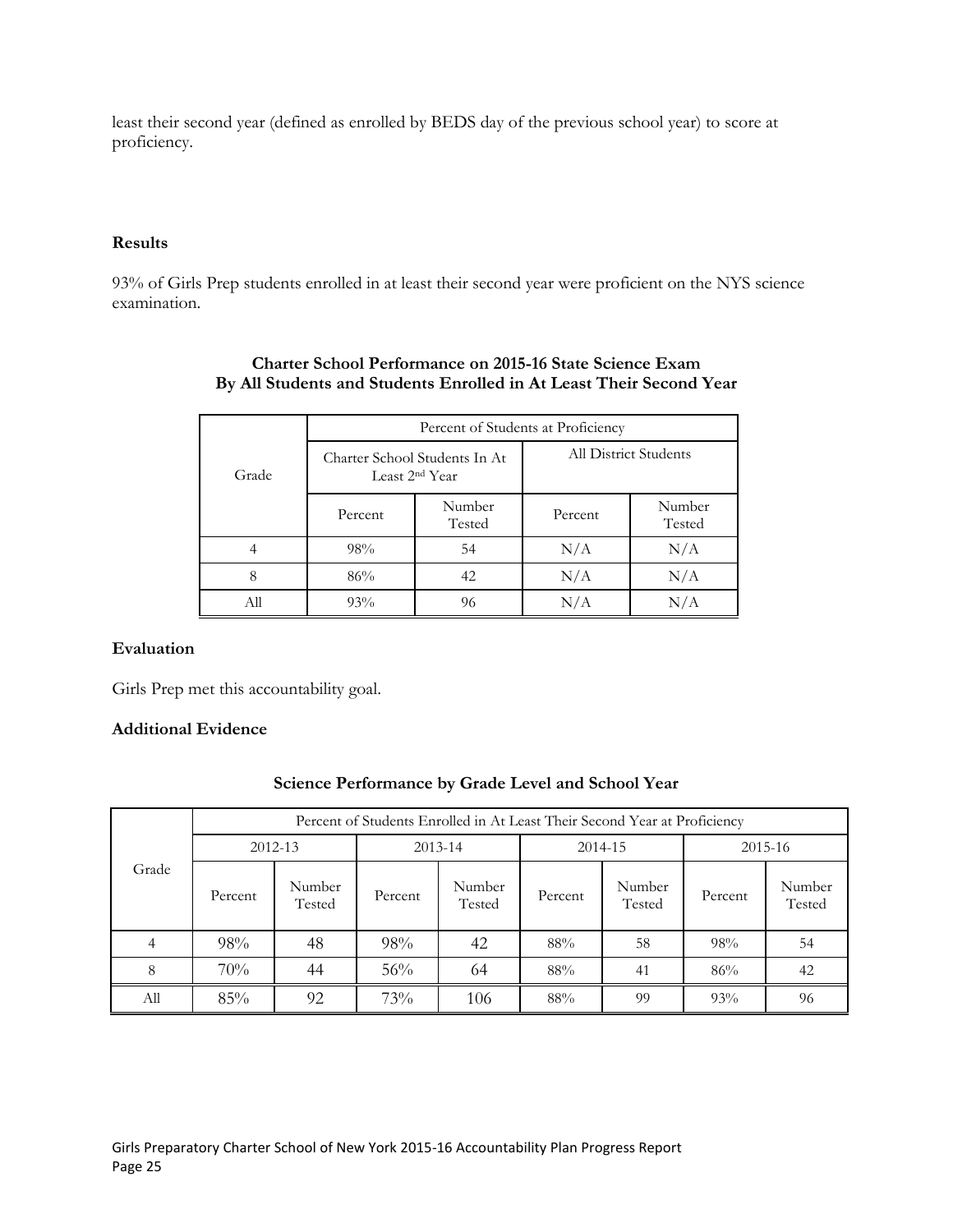least their second year (defined as enrolled by BEDS day of the previous school year) to score at proficiency.

### Results

93% of Girls Prep students enrolled in at least their second year were proficient on the NYS science examination.

**Charter School Performance on 2015-16 State Science Exam**
**By All Students and Students Enrolled in At Least Their Second Year**

| Grade | Percent of Students at Proficiency | | | |
|---|---|---|---|---|
| | Charter School Students In At Least 2nd Year | | All District Students | |
| | Percent | Number Tested | Percent | Number Tested |
| 4 | 98% | 54 | N/A | N/A |
| 8 | 86% | 42 | N/A | N/A |
| All | 93% | 96 | N/A | N/A |

### Evaluation

Girls Prep met this accountability goal.

### Additional Evidence

**Science Performance by Grade Level and School Year**

| Grade | Percent of Students Enrolled in At Least Their Second Year at Proficiency | | | | | | | |
|---|---|---|---|---|---|---|---|---|
| | 2012-13 | | 2013-14 | | 2014-15 | | 2015-16 | |
| | Percent | Number Tested | Percent | Number Tested | Percent | Number Tested | Percent | Number Tested |
| 4 | 98% | 48 | 98% | 42 | 88% | 58 | 98% | 54 |
| 8 | 70% | 44 | 56% | 64 | 88% | 41 | 86% | 42 |
| All | 85% | 92 | 73% | 106 | 88% | 99 | 93% | 96 |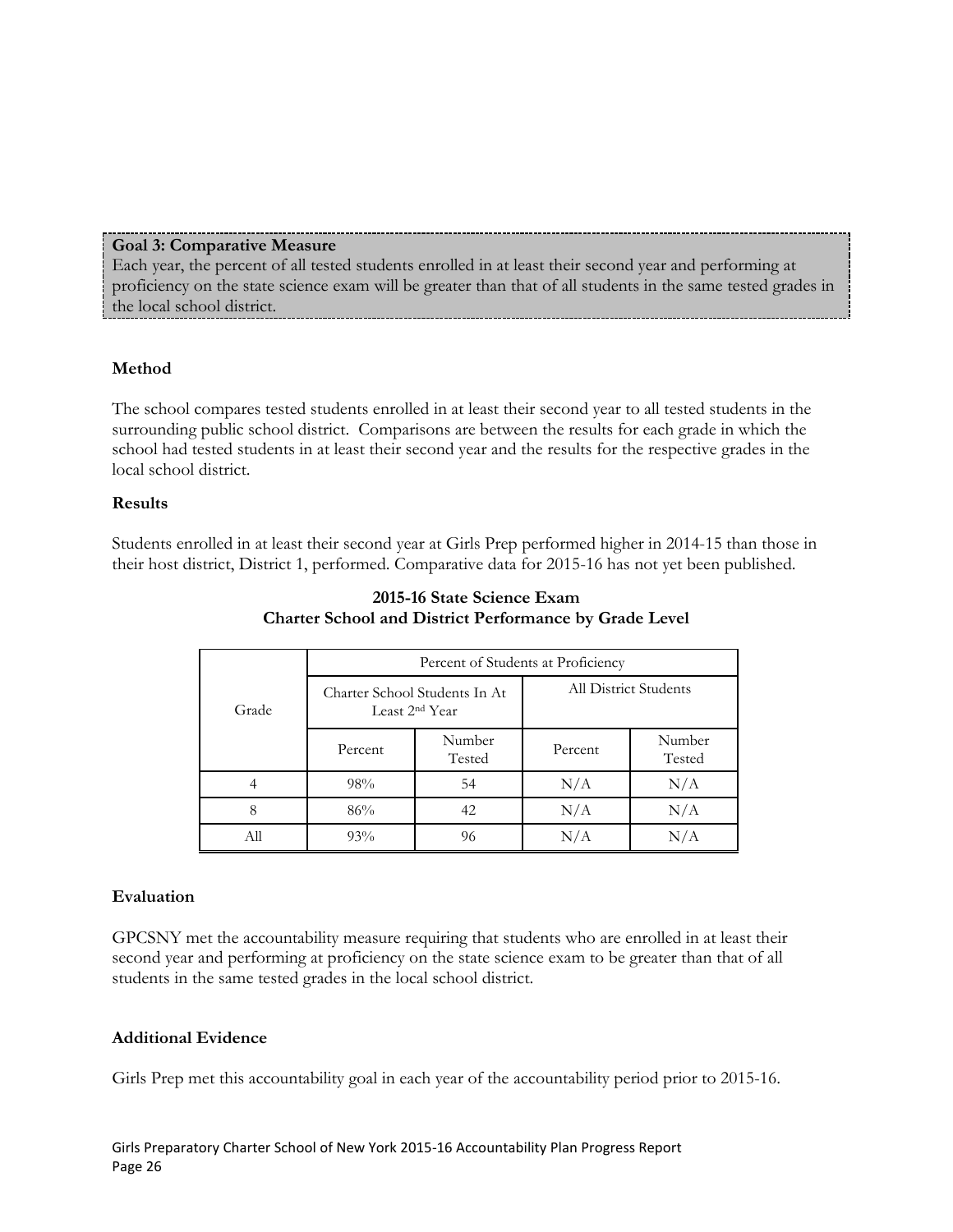**Goal 3: Comparative Measure**

Each year, the percent of all tested students enrolled in at least their second year and performing at proficiency on the state science exam will be greater than that of all students in the same tested grades in the local school district.

### Method

The school compares tested students enrolled in at least their second year to all tested students in the surrounding public school district. Comparisons are between the results for each grade in which the school had tested students in at least their second year and the results for the respective grades in the local school district.

### Results

Students enrolled in at least their second year at Girls Prep performed higher in 2014-15 than those in their host district, District 1, performed. Comparative data for 2015-16 has not yet been published.

**2015-16 State Science Exam**
**Charter School and District Performance by Grade Level**

| Grade | Percent of Students at Proficiency | | | |
|---|---|---|---|---|
| | Charter School Students In At Least 2nd Year | | All District Students | |
| | Percent | Number Tested | Percent | Number Tested |
| 4 | 98% | 54 | N/A | N/A |
| 8 | 86% | 42 | N/A | N/A |
| All | 93% | 96 | N/A | N/A |

### Evaluation

GPCSNY met the accountability measure requiring that students who are enrolled in at least their second year and performing at proficiency on the state science exam to be greater than that of all students in the same tested grades in the local school district.

### Additional Evidence

Girls Prep met this accountability goal in each year of the accountability period prior to 2015-16.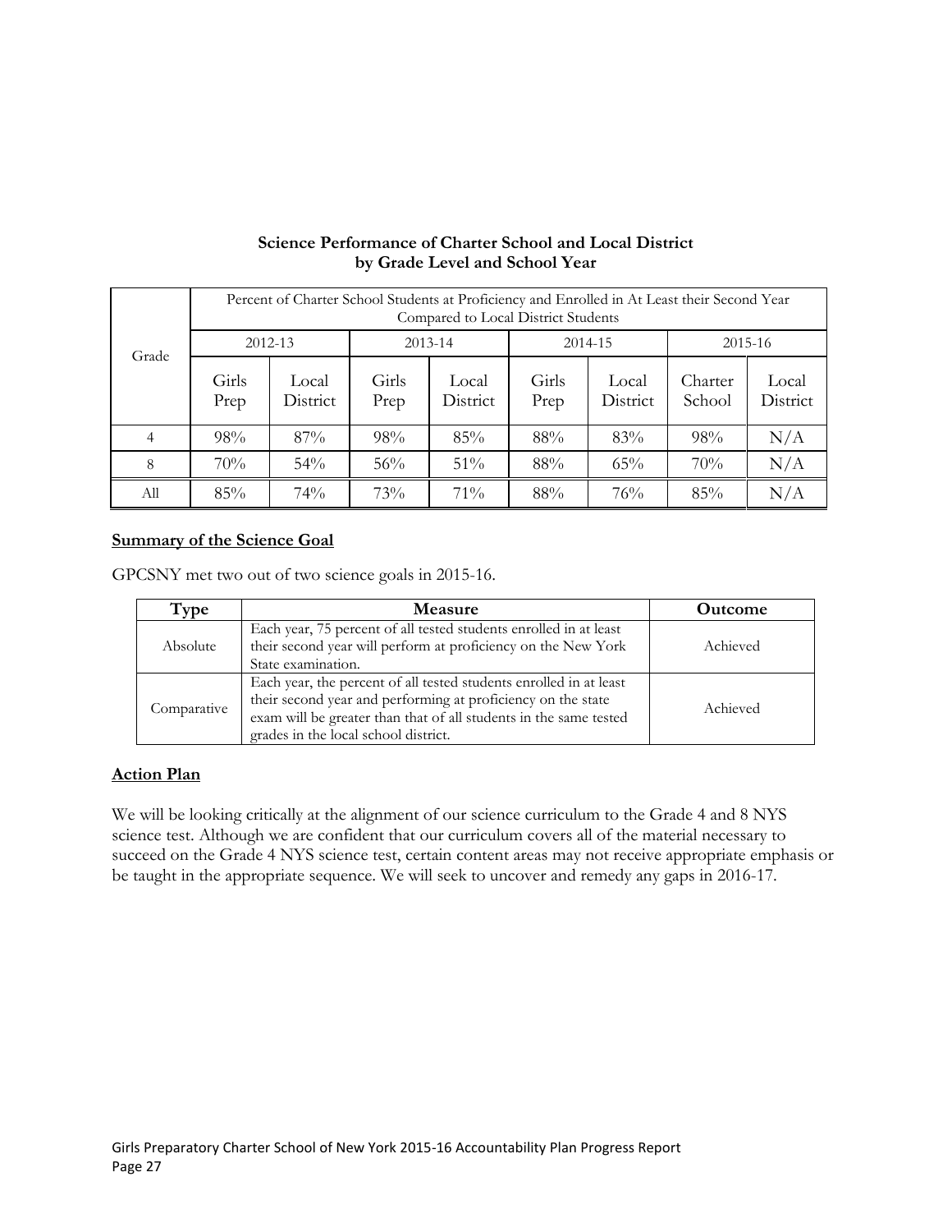**Science Performance of Charter School and Local District by Grade Level and School Year**

| Grade | Percent of Charter School Students at Proficiency and Enrolled in At Least their Second Year Compared to Local District Students | | | | | | | |
|---|---|---|---|---|---|---|---|---|
| | 2012-13 | | 2013-14 | | 2014-15 | | 2015-16 | |
| | Girls Prep | Local District | Girls Prep | Local District | Girls Prep | Local District | Charter School | Local District |
| 4 | 98% | 87% | 98% | 85% | 88% | 83% | 98% | N/A |
| 8 | 70% | 54% | 56% | 51% | 88% | 65% | 70% | N/A |
| All | 85% | 74% | 73% | 71% | 88% | 76% | 85% | N/A |

**Summary of the Science Goal**

GPCSNY met two out of two science goals in 2015-16.

| Type | Measure | Outcome |
|---|---|---|
| Absolute | Each year, 75 percent of all tested students enrolled in at least their second year will perform at proficiency on the New York State examination. | Achieved |
| Comparative | Each year, the percent of all tested students enrolled in at least their second year and performing at proficiency on the state exam will be greater than that of all students in the same tested grades in the local school district. | Achieved |

**Action Plan**

We will be looking critically at the alignment of our science curriculum to the Grade 4 and 8 NYS science test. Although we are confident that our curriculum covers all of the material necessary to succeed on the Grade 4 NYS science test, certain content areas may not receive appropriate emphasis or be taught in the appropriate sequence. We will seek to uncover and remedy any gaps in 2016-17.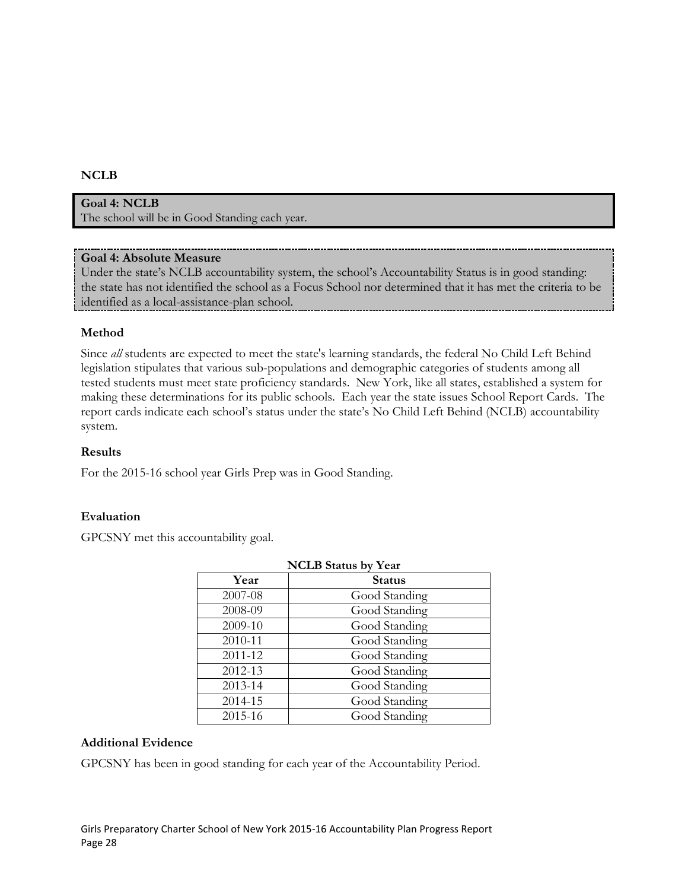## NCLB

**Goal 4: NCLB**
The school will be in Good Standing each year.

**Goal 4: Absolute Measure**
Under the state's NCLB accountability system, the school's Accountability Status is in good standing: the state has not identified the school as a Focus School nor determined that it has met the criteria to be identified as a local-assistance-plan school.

### Method

Since *all* students are expected to meet the state's learning standards, the federal No Child Left Behind legislation stipulates that various sub-populations and demographic categories of students among all tested students must meet state proficiency standards. New York, like all states, established a system for making these determinations for its public schools. Each year the state issues School Report Cards. The report cards indicate each school's status under the state's No Child Left Behind (NCLB) accountability system.

### Results

For the 2015-16 school year Girls Prep was in Good Standing.

### Evaluation

GPCSNY met this accountability goal.

**NCLB Status by Year**

| Year | Status |
|---|---|
| 2007-08 | Good Standing |
| 2008-09 | Good Standing |
| 2009-10 | Good Standing |
| 2010-11 | Good Standing |
| 2011-12 | Good Standing |
| 2012-13 | Good Standing |
| 2013-14 | Good Standing |
| 2014-15 | Good Standing |
| 2015-16 | Good Standing |

### Additional Evidence

GPCSNY has been in good standing for each year of the Accountability Period.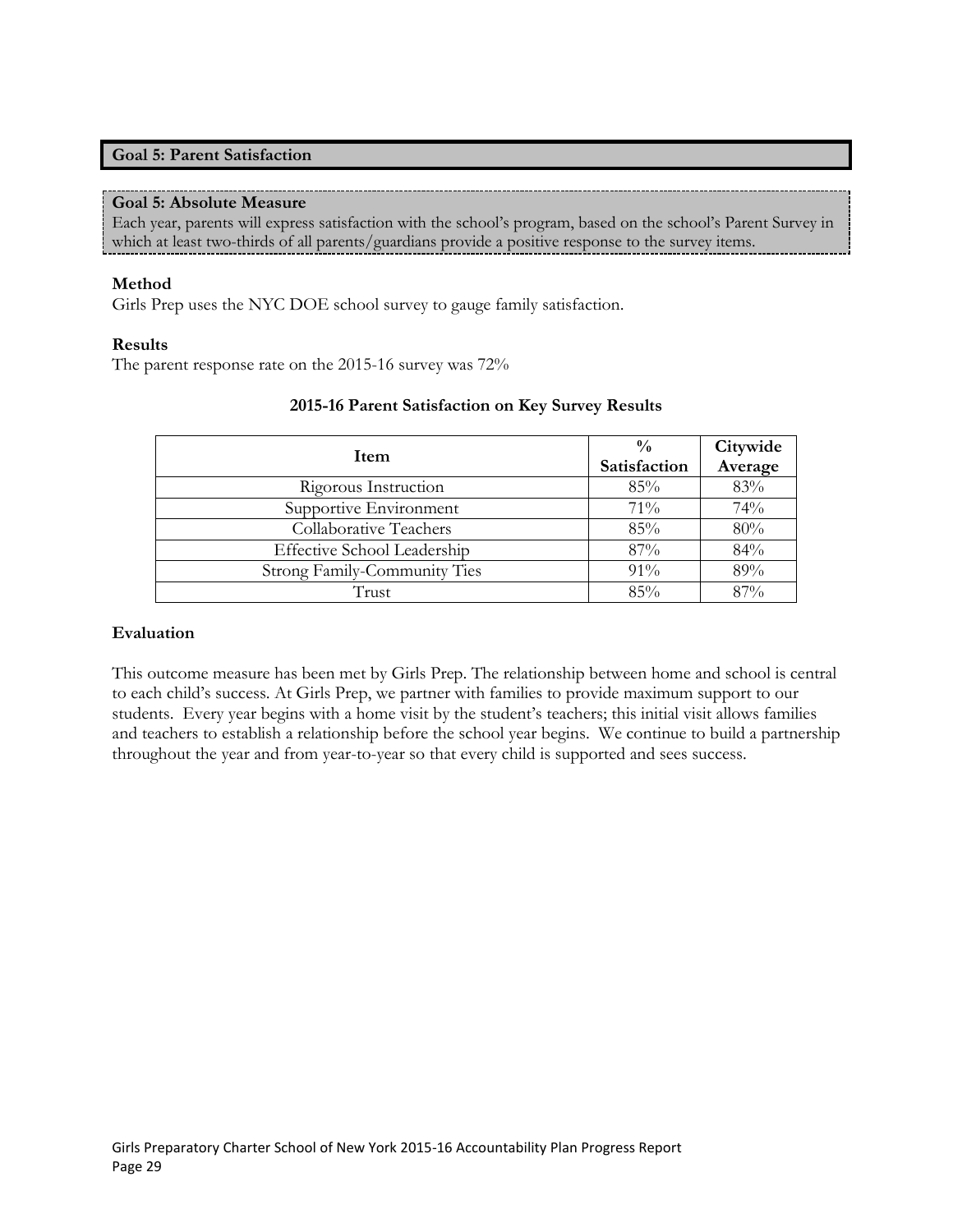## Goal 5: Parent Satisfaction

**Goal 5: Absolute Measure**

Each year, parents will express satisfaction with the school's program, based on the school's Parent Survey in which at least two-thirds of all parents/guardians provide a positive response to the survey items.

**Method**

Girls Prep uses the NYC DOE school survey to gauge family satisfaction.

**Results**

The parent response rate on the 2015-16 survey was 72%

**2015-16 Parent Satisfaction on Key Survey Results**

| Item | % Satisfaction | Citywide Average |
|---|---|---|
| Rigorous Instruction | 85% | 83% |
| Supportive Environment | 71% | 74% |
| Collaborative Teachers | 85% | 80% |
| Effective School Leadership | 87% | 84% |
| Strong Family-Community Ties | 91% | 89% |
| Trust | 85% | 87% |

**Evaluation**

This outcome measure has been met by Girls Prep. The relationship between home and school is central to each child's success. At Girls Prep, we partner with families to provide maximum support to our students. Every year begins with a home visit by the student's teachers; this initial visit allows families and teachers to establish a relationship before the school year begins. We continue to build a partnership throughout the year and from year-to-year so that every child is supported and sees success.